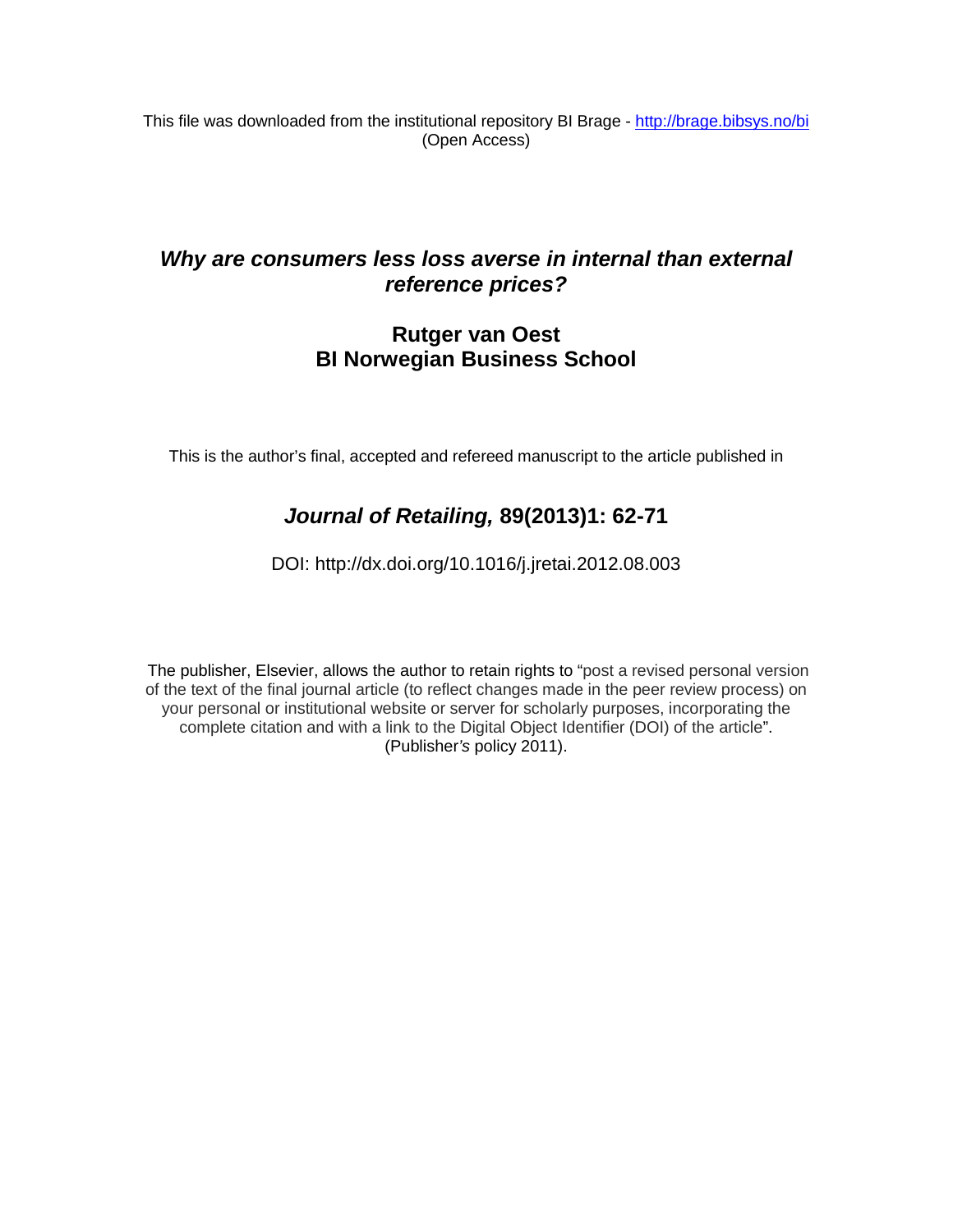This file was downloaded from the institutional repository BI Brage - http://brage.bibsys.no/bi (Open Access)

# *Why are consumers less loss averse in internal than external reference prices?*

## Rutger van Oest
## BI Norwegian Business School

This is the author's final, accepted and refereed manuscript to the article published in

## *Journal of Retailing,* 89(2013)1: 62-71

DOI: http://dx.doi.org/10.1016/j.jretai.2012.08.003

The publisher, Elsevier, allows the author to retain rights to "post a revised personal version of the text of the final journal article (to reflect changes made in the peer review process) on your personal or institutional website or server for scholarly purposes, incorporating the complete citation and with a link to the Digital Object Identifier (DOI) of the article". (Publisher*'s* policy 2011).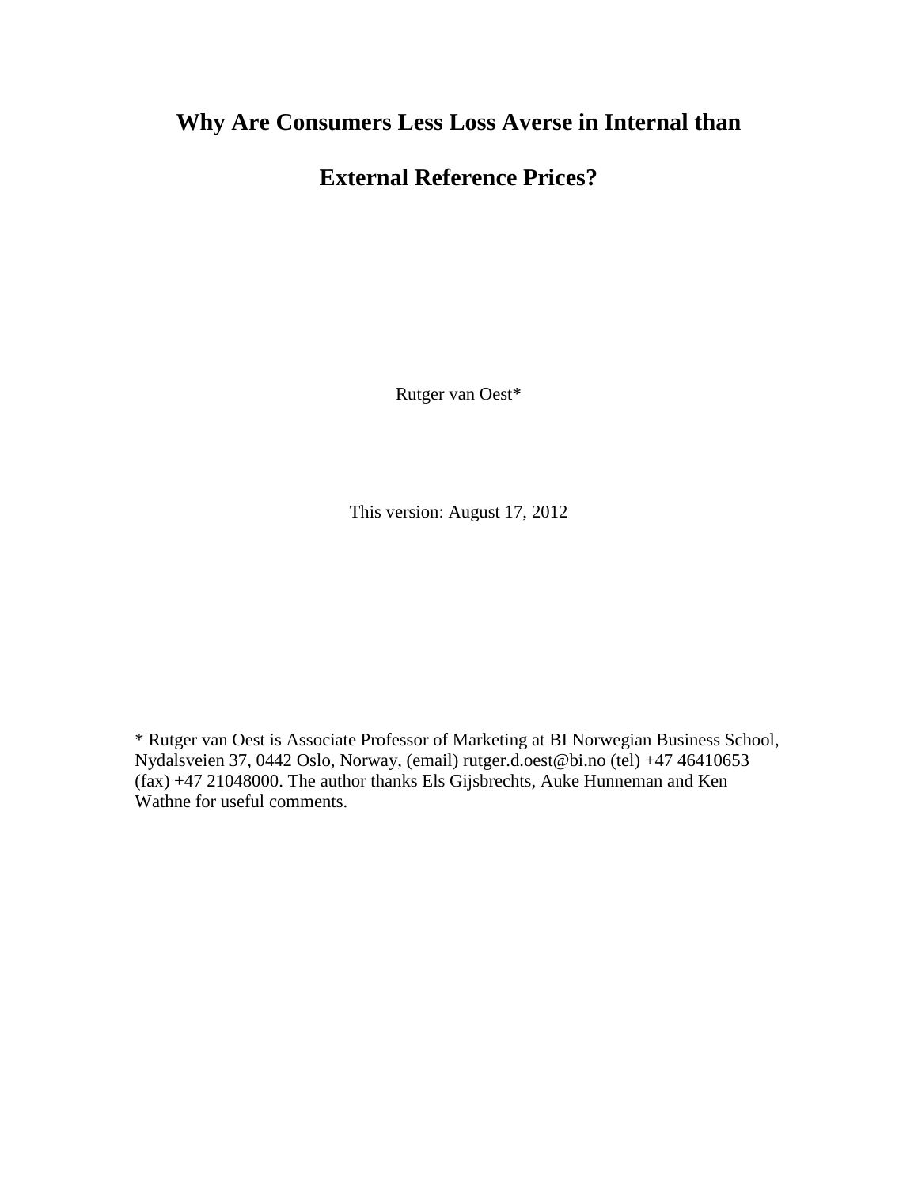# Why Are Consumers Less Loss Averse in Internal than External Reference Prices?

Rutger van Oest*

This version: August 17, 2012

* Rutger van Oest is Associate Professor of Marketing at BI Norwegian Business School, Nydalsveien 37, 0442 Oslo, Norway, (email) rutger.d.oest@bi.no (tel) +47 46410653 (fax) +47 21048000. The author thanks Els Gijsbrechts, Auke Hunneman and Ken Wathne for useful comments.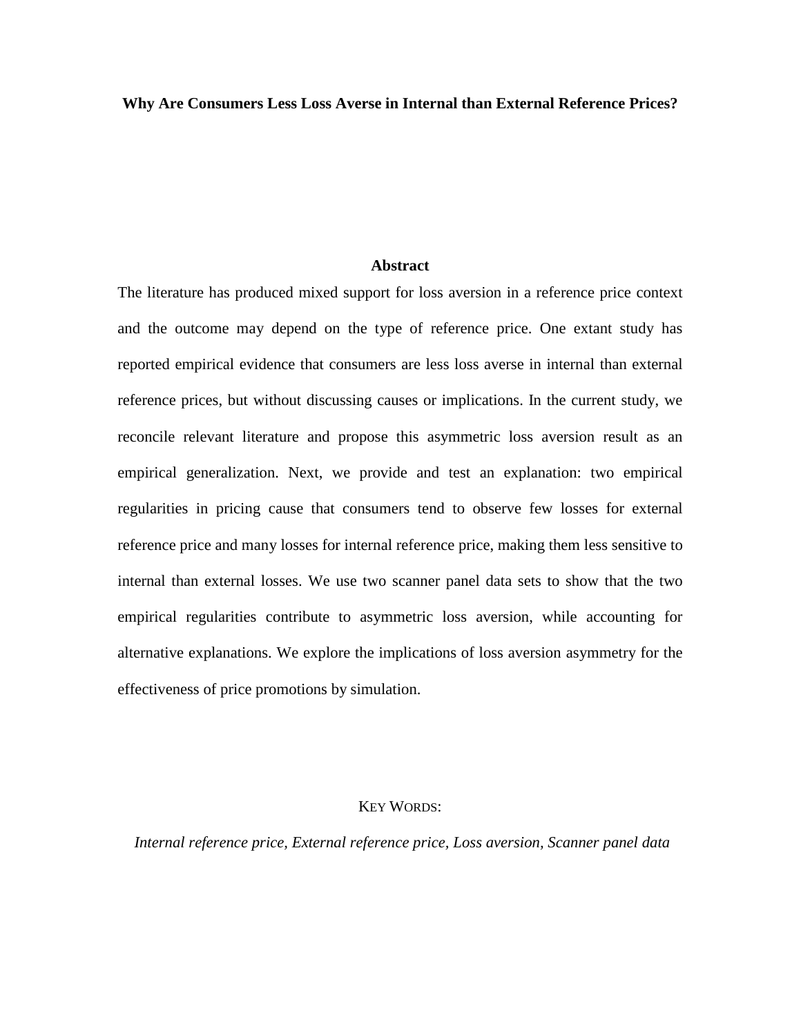**Why Are Consumers Less Loss Averse in Internal than External Reference Prices?**

## Abstract

The literature has produced mixed support for loss aversion in a reference price context and the outcome may depend on the type of reference price. One extant study has reported empirical evidence that consumers are less loss averse in internal than external reference prices, but without discussing causes or implications. In the current study, we reconcile relevant literature and propose this asymmetric loss aversion result as an empirical generalization. Next, we provide and test an explanation: two empirical regularities in pricing cause that consumers tend to observe few losses for external reference price and many losses for internal reference price, making them less sensitive to internal than external losses. We use two scanner panel data sets to show that the two empirical regularities contribute to asymmetric loss aversion, while accounting for alternative explanations. We explore the implications of loss aversion asymmetry for the effectiveness of price promotions by simulation.

KEY WORDS:

*Internal reference price, External reference price, Loss aversion, Scanner panel data*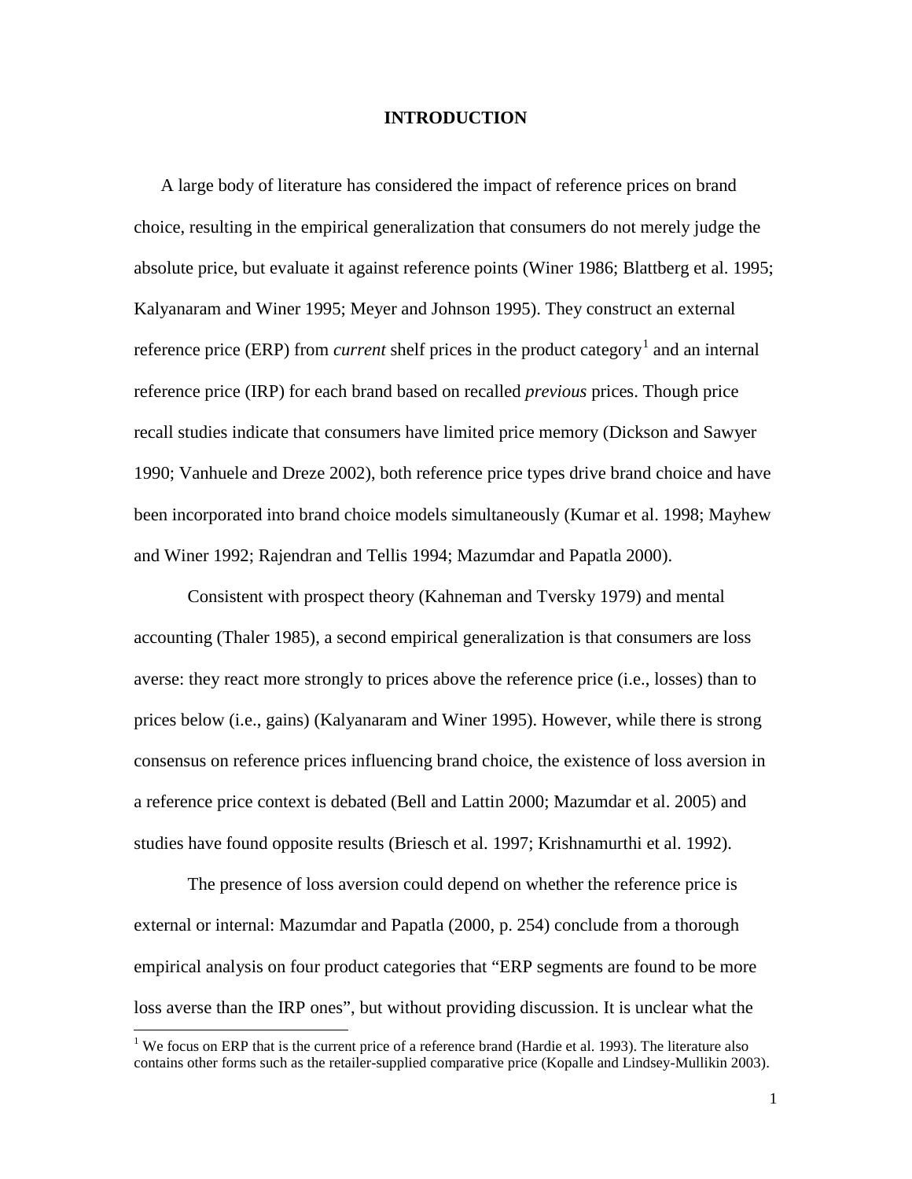# INTRODUCTION

A large body of literature has considered the impact of reference prices on brand choice, resulting in the empirical generalization that consumers do not merely judge the absolute price, but evaluate it against reference points (Winer 1986; Blattberg et al. 1995; Kalyanaram and Winer 1995; Meyer and Johnson 1995). They construct an external reference price (ERP) from *current* shelf prices in the product category[1] and an internal reference price (IRP) for each brand based on recalled *previous* prices. Though price recall studies indicate that consumers have limited price memory (Dickson and Sawyer 1990; Vanhuele and Dreze 2002), both reference price types drive brand choice and have been incorporated into brand choice models simultaneously (Kumar et al. 1998; Mayhew and Winer 1992; Rajendran and Tellis 1994; Mazumdar and Papatla 2000).

Consistent with prospect theory (Kahneman and Tversky 1979) and mental accounting (Thaler 1985), a second empirical generalization is that consumers are loss averse: they react more strongly to prices above the reference price (i.e., losses) than to prices below (i.e., gains) (Kalyanaram and Winer 1995). However, while there is strong consensus on reference prices influencing brand choice, the existence of loss aversion in a reference price context is debated (Bell and Lattin 2000; Mazumdar et al. 2005) and studies have found opposite results (Briesch et al. 1997; Krishnamurthi et al. 1992).

The presence of loss aversion could depend on whether the reference price is external or internal: Mazumdar and Papatla (2000, p. 254) conclude from a thorough empirical analysis on four product categories that "ERP segments are found to be more loss averse than the IRP ones", but without providing discussion. It is unclear what the

[1] We focus on ERP that is the current price of a reference brand (Hardie et al. 1993). The literature also contains other forms such as the retailer-supplied comparative price (Kopalle and Lindsey-Mullikin 2003).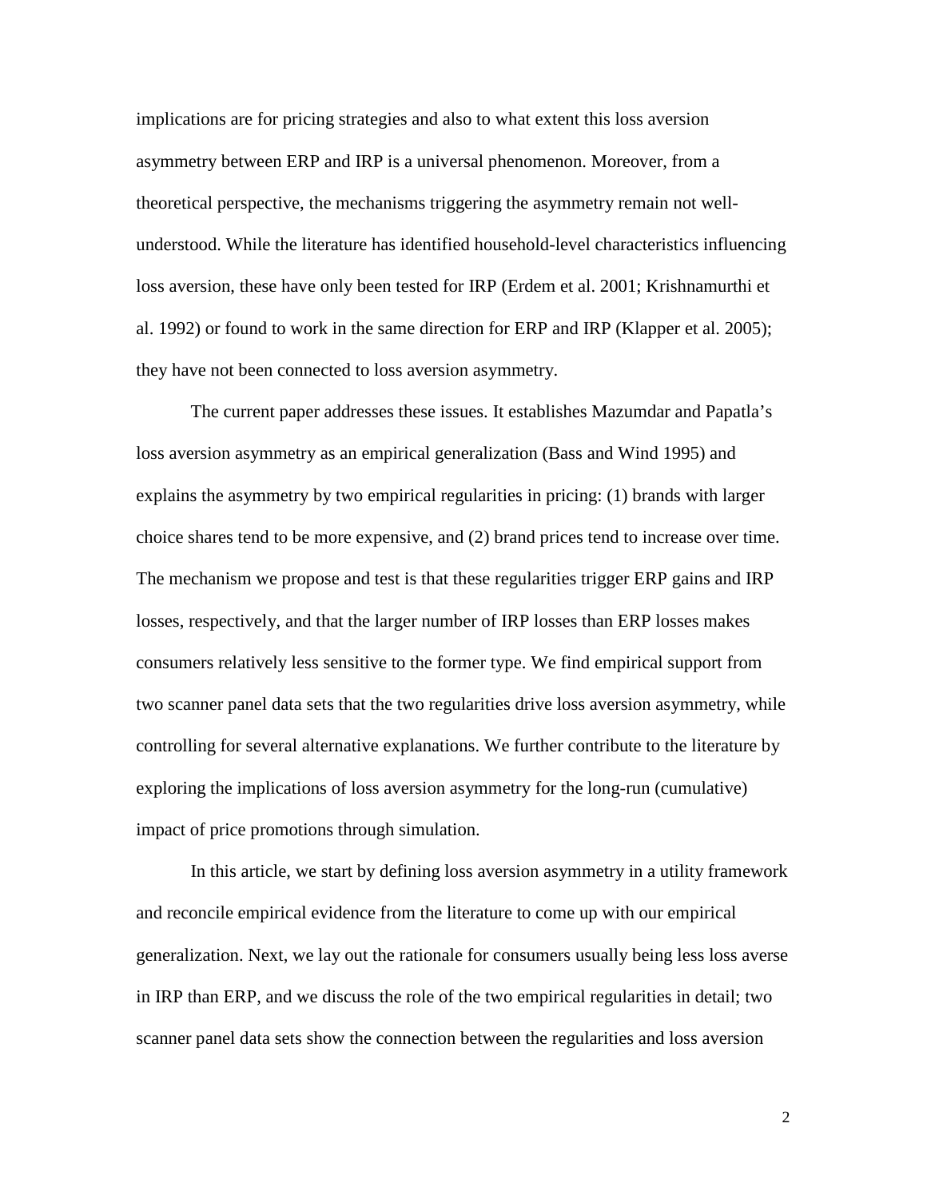implications are for pricing strategies and also to what extent this loss aversion asymmetry between ERP and IRP is a universal phenomenon. Moreover, from a theoretical perspective, the mechanisms triggering the asymmetry remain not well-understood. While the literature has identified household-level characteristics influencing loss aversion, these have only been tested for IRP (Erdem et al. 2001; Krishnamurthi et al. 1992) or found to work in the same direction for ERP and IRP (Klapper et al. 2005); they have not been connected to loss aversion asymmetry.

The current paper addresses these issues. It establishes Mazumdar and Papatla's loss aversion asymmetry as an empirical generalization (Bass and Wind 1995) and explains the asymmetry by two empirical regularities in pricing: (1) brands with larger choice shares tend to be more expensive, and (2) brand prices tend to increase over time. The mechanism we propose and test is that these regularities trigger ERP gains and IRP losses, respectively, and that the larger number of IRP losses than ERP losses makes consumers relatively less sensitive to the former type. We find empirical support from two scanner panel data sets that the two regularities drive loss aversion asymmetry, while controlling for several alternative explanations. We further contribute to the literature by exploring the implications of loss aversion asymmetry for the long-run (cumulative) impact of price promotions through simulation.

In this article, we start by defining loss aversion asymmetry in a utility framework and reconcile empirical evidence from the literature to come up with our empirical generalization. Next, we lay out the rationale for consumers usually being less loss averse in IRP than ERP, and we discuss the role of the two empirical regularities in detail; two scanner panel data sets show the connection between the regularities and loss aversion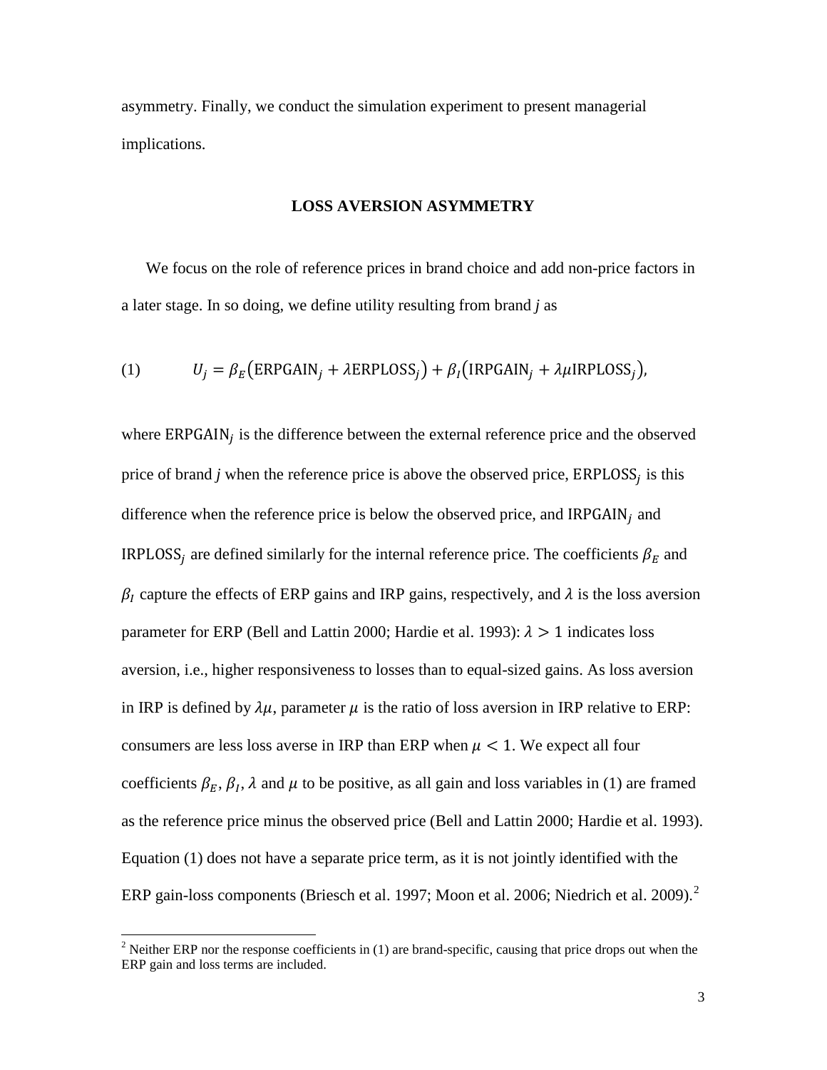asymmetry. Finally, we conduct the simulation experiment to present managerial implications.

## LOSS AVERSION ASYMMETRY

We focus on the role of reference prices in brand choice and add non-price factors in a later stage. In so doing, we define utility resulting from brand *j* as

$$(1) \qquad U_j = \beta_E\left(\text{ERPGAIN}_j + \lambda\text{ERPLOSS}_j\right) + \beta_I\left(\text{IRPGAIN}_j + \lambda\mu\text{IRPLOSS}_j\right),$$

where $\text{ERPGAIN}_j$ is the difference between the external reference price and the observed price of brand *j* when the reference price is above the observed price, $\text{ERPLOSS}_j$ is this difference when the reference price is below the observed price, and $\text{IRPGAIN}_j$ and $\text{IRPLOSS}_j$ are defined similarly for the internal reference price. The coefficients $\beta_E$ and $\beta_I$ capture the effects of ERP gains and IRP gains, respectively, and $\lambda$ is the loss aversion parameter for ERP (Bell and Lattin 2000; Hardie et al. 1993): $\lambda > 1$ indicates loss aversion, i.e., higher responsiveness to losses than to equal-sized gains. As loss aversion in IRP is defined by $\lambda\mu$, parameter $\mu$ is the ratio of loss aversion in IRP relative to ERP: consumers are less loss averse in IRP than ERP when $\mu < 1$. We expect all four coefficients $\beta_E$, $\beta_I$, $\lambda$ and $\mu$ to be positive, as all gain and loss variables in (1) are framed as the reference price minus the observed price (Bell and Lattin 2000; Hardie et al. 1993). Equation (1) does not have a separate price term, as it is not jointly identified with the ERP gain-loss components (Briesch et al. 1997; Moon et al. 2006; Niedrich et al. 2009).[2]

[2] Neither ERP nor the response coefficients in (1) are brand-specific, causing that price drops out when the ERP gain and loss terms are included.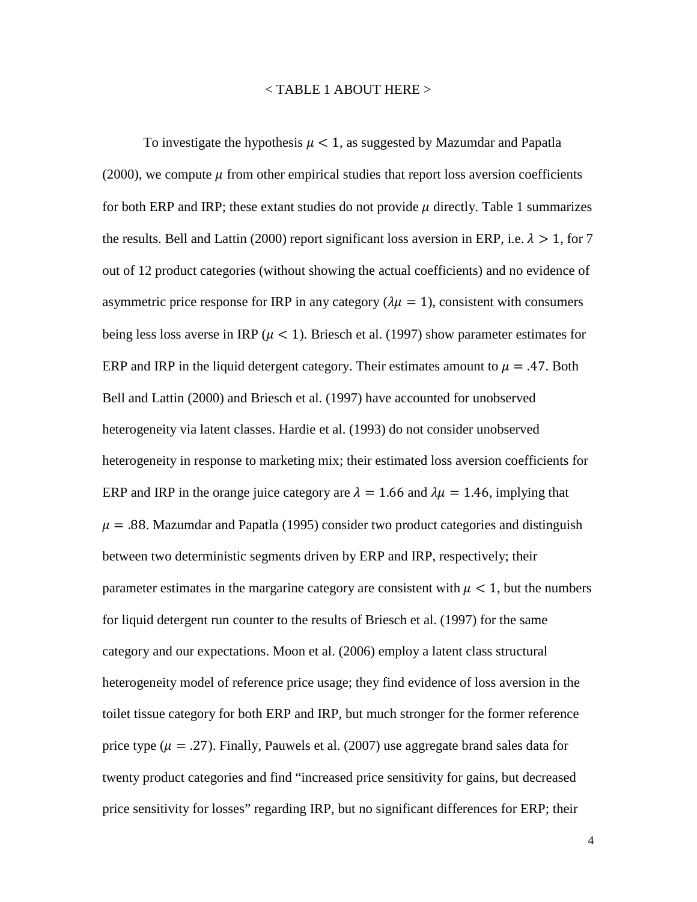< TABLE 1 ABOUT HERE >

To investigate the hypothesis $\mu < 1$, as suggested by Mazumdar and Papatla (2000), we compute $\mu$ from other empirical studies that report loss aversion coefficients for both ERP and IRP; these extant studies do not provide $\mu$ directly. Table 1 summarizes the results. Bell and Lattin (2000) report significant loss aversion in ERP, i.e. $\lambda > 1$, for 7 out of 12 product categories (without showing the actual coefficients) and no evidence of asymmetric price response for IRP in any category ($\lambda\mu = 1$), consistent with consumers being less loss averse in IRP ($\mu < 1$). Briesch et al. (1997) show parameter estimates for ERP and IRP in the liquid detergent category. Their estimates amount to $\mu = .47$. Both Bell and Lattin (2000) and Briesch et al. (1997) have accounted for unobserved heterogeneity via latent classes. Hardie et al. (1993) do not consider unobserved heterogeneity in response to marketing mix; their estimated loss aversion coefficients for ERP and IRP in the orange juice category are $\lambda = 1.66$ and $\lambda\mu = 1.46$, implying that $\mu = .88$. Mazumdar and Papatla (1995) consider two product categories and distinguish between two deterministic segments driven by ERP and IRP, respectively; their parameter estimates in the margarine category are consistent with $\mu < 1$, but the numbers for liquid detergent run counter to the results of Briesch et al. (1997) for the same category and our expectations. Moon et al. (2006) employ a latent class structural heterogeneity model of reference price usage; they find evidence of loss aversion in the toilet tissue category for both ERP and IRP, but much stronger for the former reference price type ($\mu = .27$). Finally, Pauwels et al. (2007) use aggregate brand sales data for twenty product categories and find "increased price sensitivity for gains, but decreased price sensitivity for losses" regarding IRP, but no significant differences for ERP; their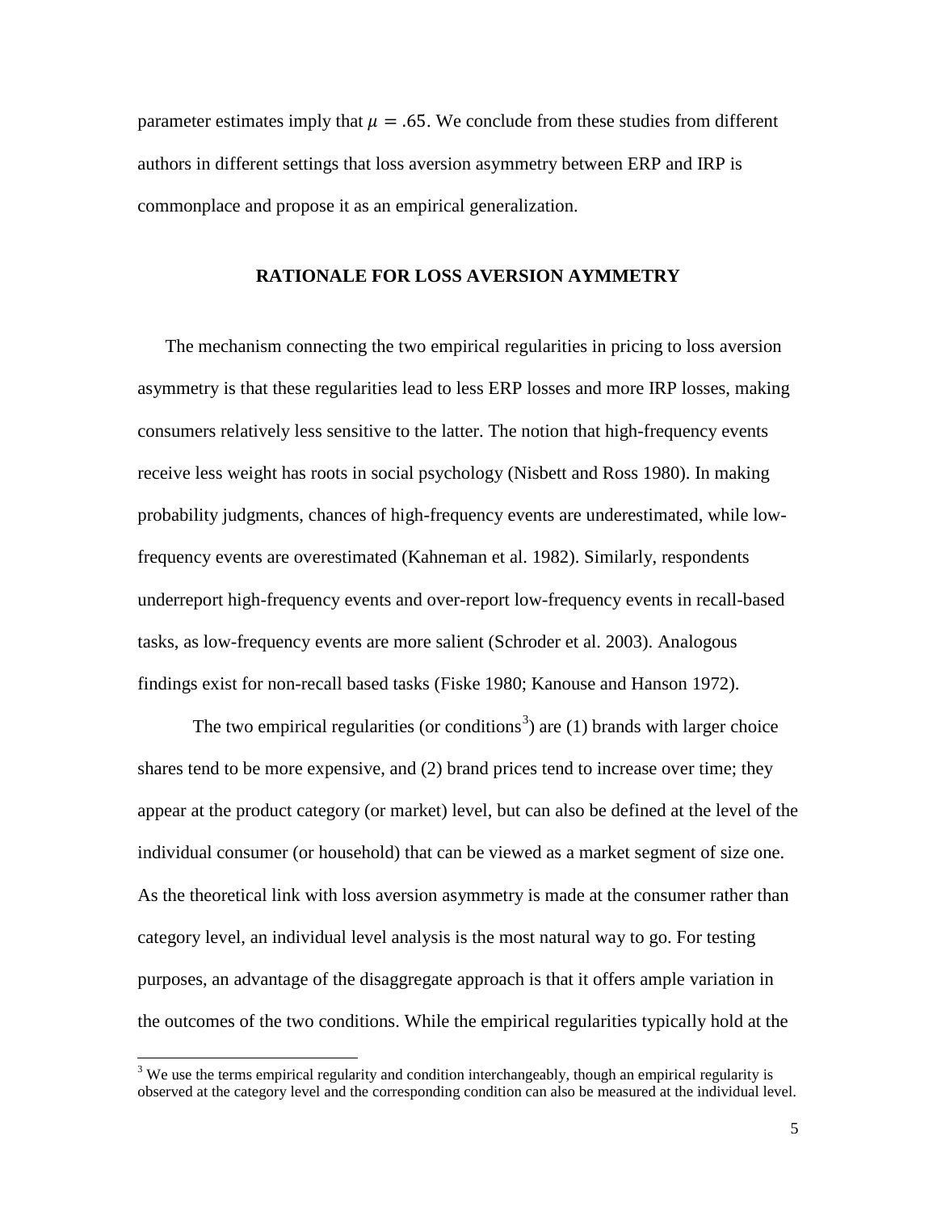parameter estimates imply that $\mu = .65$. We conclude from these studies from different authors in different settings that loss aversion asymmetry between ERP and IRP is commonplace and propose it as an empirical generalization.

## RATIONALE FOR LOSS AVERSION AYMMETRY

The mechanism connecting the two empirical regularities in pricing to loss aversion asymmetry is that these regularities lead to less ERP losses and more IRP losses, making consumers relatively less sensitive to the latter. The notion that high-frequency events receive less weight has roots in social psychology (Nisbett and Ross 1980). In making probability judgments, chances of high-frequency events are underestimated, while low-frequency events are overestimated (Kahneman et al. 1982). Similarly, respondents underreport high-frequency events and over-report low-frequency events in recall-based tasks, as low-frequency events are more salient (Schroder et al. 2003). Analogous findings exist for non-recall based tasks (Fiske 1980; Kanouse and Hanson 1972).

The two empirical regularities (or conditions[3]) are (1) brands with larger choice shares tend to be more expensive, and (2) brand prices tend to increase over time; they appear at the product category (or market) level, but can also be defined at the level of the individual consumer (or household) that can be viewed as a market segment of size one. As the theoretical link with loss aversion asymmetry is made at the consumer rather than category level, an individual level analysis is the most natural way to go. For testing purposes, an advantage of the disaggregate approach is that it offers ample variation in the outcomes of the two conditions. While the empirical regularities typically hold at the

[3] We use the terms empirical regularity and condition interchangeably, though an empirical regularity is observed at the category level and the corresponding condition can also be measured at the individual level.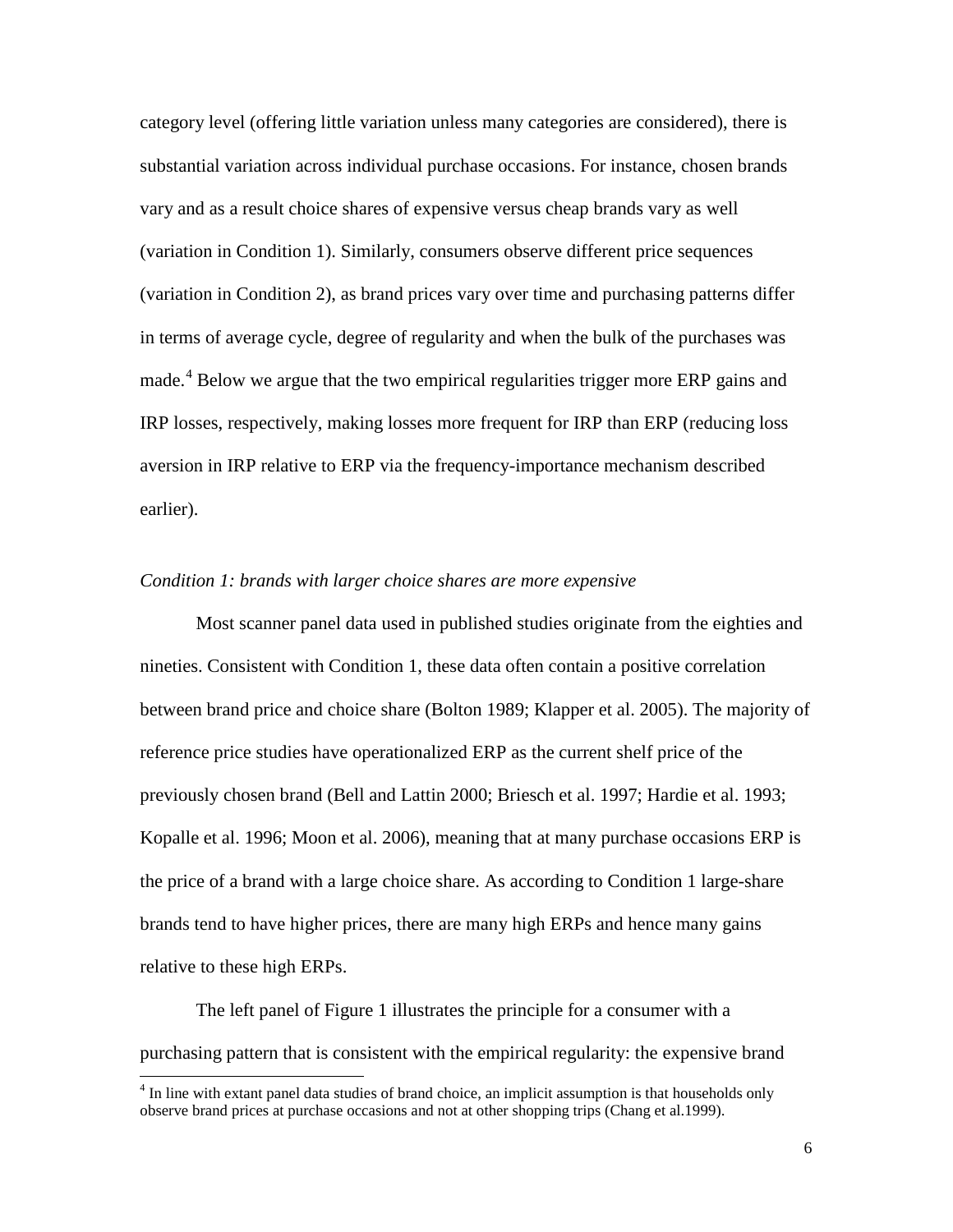category level (offering little variation unless many categories are considered), there is substantial variation across individual purchase occasions. For instance, chosen brands vary and as a result choice shares of expensive versus cheap brands vary as well (variation in Condition 1). Similarly, consumers observe different price sequences (variation in Condition 2), as brand prices vary over time and purchasing patterns differ in terms of average cycle, degree of regularity and when the bulk of the purchases was made.[4] Below we argue that the two empirical regularities trigger more ERP gains and IRP losses, respectively, making losses more frequent for IRP than ERP (reducing loss aversion in IRP relative to ERP via the frequency-importance mechanism described earlier).

*Condition 1: brands with larger choice shares are more expensive*

Most scanner panel data used in published studies originate from the eighties and nineties. Consistent with Condition 1, these data often contain a positive correlation between brand price and choice share (Bolton 1989; Klapper et al. 2005). The majority of reference price studies have operationalized ERP as the current shelf price of the previously chosen brand (Bell and Lattin 2000; Briesch et al. 1997; Hardie et al. 1993; Kopalle et al. 1996; Moon et al. 2006), meaning that at many purchase occasions ERP is the price of a brand with a large choice share. As according to Condition 1 large-share brands tend to have higher prices, there are many high ERPs and hence many gains relative to these high ERPs.

The left panel of Figure 1 illustrates the principle for a consumer with a purchasing pattern that is consistent with the empirical regularity: the expensive brand

[4] In line with extant panel data studies of brand choice, an implicit assumption is that households only observe brand prices at purchase occasions and not at other shopping trips (Chang et al.1999).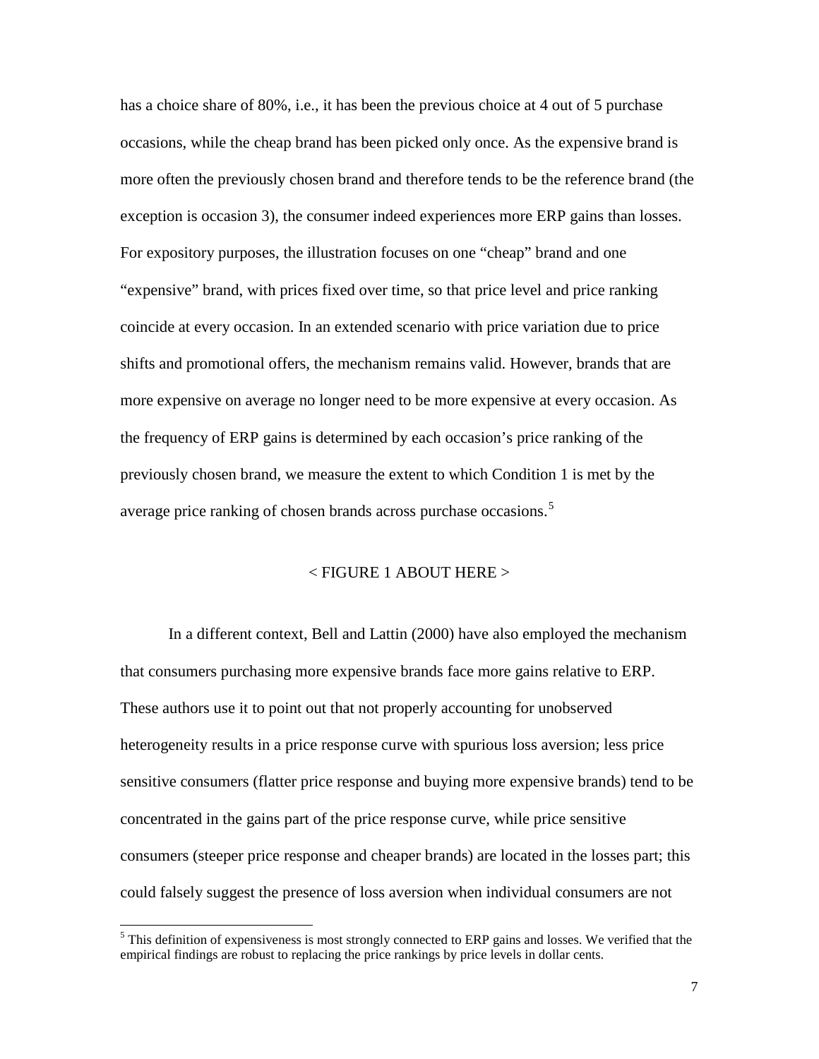has a choice share of 80%, i.e., it has been the previous choice at 4 out of 5 purchase occasions, while the cheap brand has been picked only once. As the expensive brand is more often the previously chosen brand and therefore tends to be the reference brand (the exception is occasion 3), the consumer indeed experiences more ERP gains than losses. For expository purposes, the illustration focuses on one "cheap" brand and one "expensive" brand, with prices fixed over time, so that price level and price ranking coincide at every occasion. In an extended scenario with price variation due to price shifts and promotional offers, the mechanism remains valid. However, brands that are more expensive on average no longer need to be more expensive at every occasion. As the frequency of ERP gains is determined by each occasion's price ranking of the previously chosen brand, we measure the extent to which Condition 1 is met by the average price ranking of chosen brands across purchase occasions.[5]

< FIGURE 1 ABOUT HERE >

In a different context, Bell and Lattin (2000) have also employed the mechanism that consumers purchasing more expensive brands face more gains relative to ERP. These authors use it to point out that not properly accounting for unobserved heterogeneity results in a price response curve with spurious loss aversion; less price sensitive consumers (flatter price response and buying more expensive brands) tend to be concentrated in the gains part of the price response curve, while price sensitive consumers (steeper price response and cheaper brands) are located in the losses part; this could falsely suggest the presence of loss aversion when individual consumers are not

[5] This definition of expensiveness is most strongly connected to ERP gains and losses. We verified that the empirical findings are robust to replacing the price rankings by price levels in dollar cents.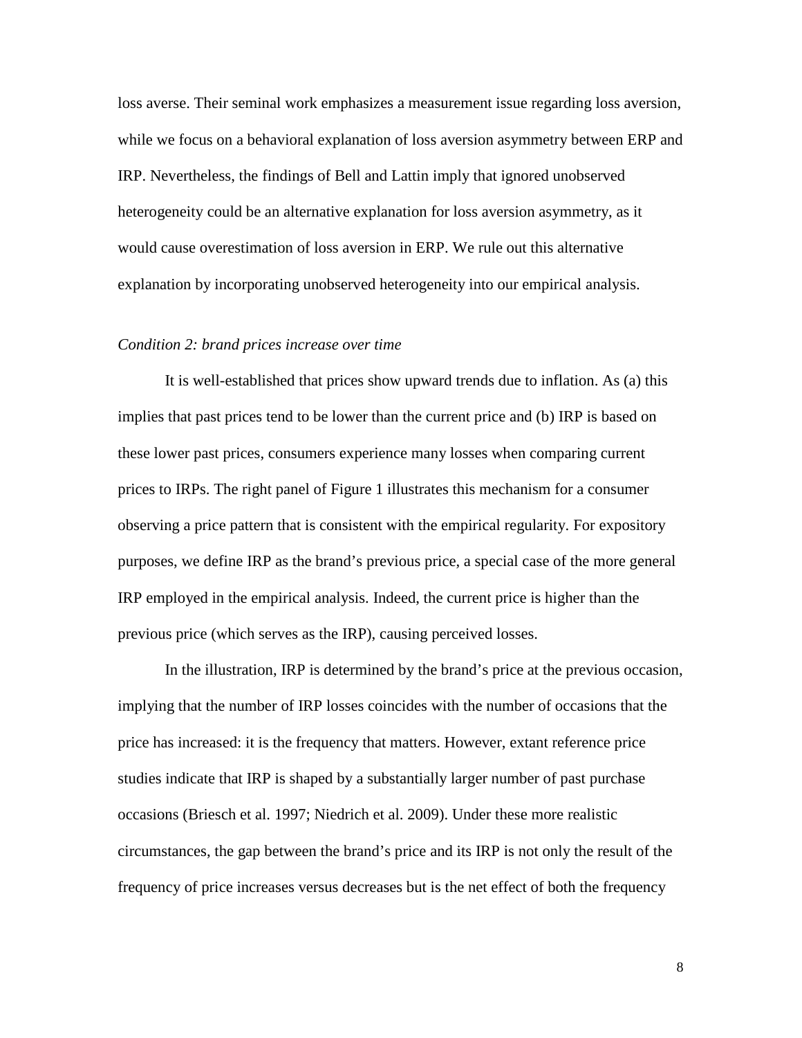loss averse. Their seminal work emphasizes a measurement issue regarding loss aversion, while we focus on a behavioral explanation of loss aversion asymmetry between ERP and IRP. Nevertheless, the findings of Bell and Lattin imply that ignored unobserved heterogeneity could be an alternative explanation for loss aversion asymmetry, as it would cause overestimation of loss aversion in ERP. We rule out this alternative explanation by incorporating unobserved heterogeneity into our empirical analysis.

*Condition 2: brand prices increase over time*

It is well-established that prices show upward trends due to inflation. As (a) this implies that past prices tend to be lower than the current price and (b) IRP is based on these lower past prices, consumers experience many losses when comparing current prices to IRPs. The right panel of Figure 1 illustrates this mechanism for a consumer observing a price pattern that is consistent with the empirical regularity. For expository purposes, we define IRP as the brand's previous price, a special case of the more general IRP employed in the empirical analysis. Indeed, the current price is higher than the previous price (which serves as the IRP), causing perceived losses.

In the illustration, IRP is determined by the brand's price at the previous occasion, implying that the number of IRP losses coincides with the number of occasions that the price has increased: it is the frequency that matters. However, extant reference price studies indicate that IRP is shaped by a substantially larger number of past purchase occasions (Briesch et al. 1997; Niedrich et al. 2009). Under these more realistic circumstances, the gap between the brand's price and its IRP is not only the result of the frequency of price increases versus decreases but is the net effect of both the frequency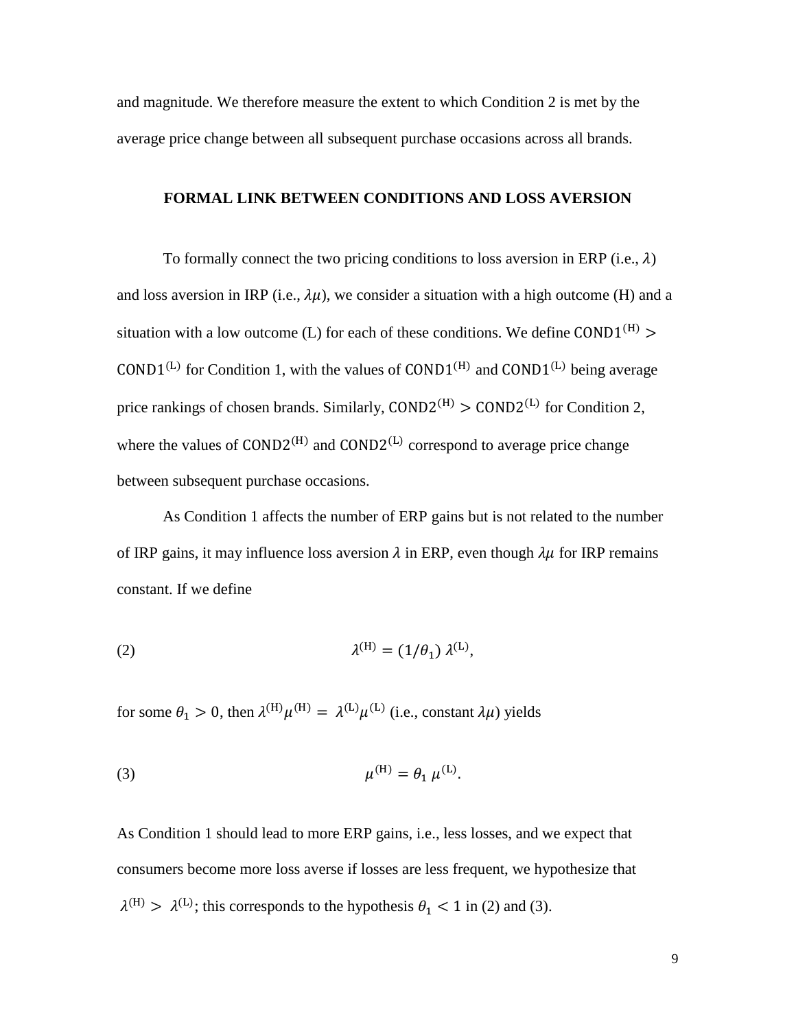and magnitude. We therefore measure the extent to which Condition 2 is met by the average price change between all subsequent purchase occasions across all brands.

## FORMAL LINK BETWEEN CONDITIONS AND LOSS AVERSION

To formally connect the two pricing conditions to loss aversion in ERP (i.e., $\lambda$) and loss aversion in IRP (i.e., $\lambda\mu$), we consider a situation with a high outcome (H) and a situation with a low outcome (L) for each of these conditions. We define $\mathtt{COND1}^{(\mathrm{H})} > \mathtt{COND1}^{(\mathrm{L})}$ for Condition 1, with the values of $\mathtt{COND1}^{(\mathrm{H})}$ and $\mathtt{COND1}^{(\mathrm{L})}$ being average price rankings of chosen brands. Similarly, $\mathtt{COND2}^{(\mathrm{H})} > \mathtt{COND2}^{(\mathrm{L})}$ for Condition 2, where the values of $\mathtt{COND2}^{(\mathrm{H})}$ and $\mathtt{COND2}^{(\mathrm{L})}$ correspond to average price change between subsequent purchase occasions.

As Condition 1 affects the number of ERP gains but is not related to the number of IRP gains, it may influence loss aversion $\lambda$ in ERP, even though $\lambda\mu$ for IRP remains constant. If we define

$$\lambda^{(\mathrm{H})} = (1/\theta_1)\,\lambda^{(\mathrm{L})}, \tag{2}$$

for some $\theta_1 > 0$, then $\lambda^{(\mathrm{H})}\mu^{(\mathrm{H})} = \lambda^{(\mathrm{L})}\mu^{(\mathrm{L})}$ (i.e., constant $\lambda\mu$) yields

$$\mu^{(\mathrm{H})} = \theta_1\,\mu^{(\mathrm{L})}. \tag{3}$$

As Condition 1 should lead to more ERP gains, i.e., less losses, and we expect that consumers become more loss averse if losses are less frequent, we hypothesize that $\lambda^{(\mathrm{H})} > \lambda^{(\mathrm{L})}$; this corresponds to the hypothesis $\theta_1 < 1$ in (2) and (3).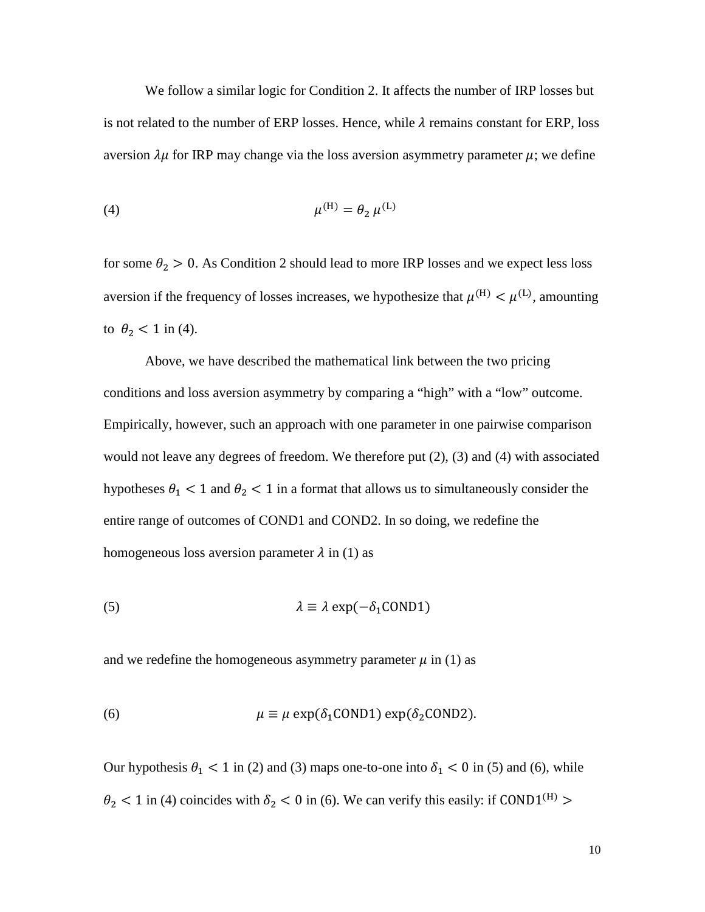We follow a similar logic for Condition 2. It affects the number of IRP losses but is not related to the number of ERP losses. Hence, while $\lambda$ remains constant for ERP, loss aversion $\lambda\mu$ for IRP may change via the loss aversion asymmetry parameter $\mu$; we define

$$\text{(4)} \qquad \mu^{(\mathrm{H})} = \theta_2\, \mu^{(\mathrm{L})}$$

for some $\theta_2 > 0$. As Condition 2 should lead to more IRP losses and we expect less loss aversion if the frequency of losses increases, we hypothesize that $\mu^{(\mathrm{H})} < \mu^{(\mathrm{L})}$, amounting to $\theta_2 < 1$ in (4).

Above, we have described the mathematical link between the two pricing conditions and loss aversion asymmetry by comparing a "high" with a "low" outcome. Empirically, however, such an approach with one parameter in one pairwise comparison would not leave any degrees of freedom. We therefore put (2), (3) and (4) with associated hypotheses $\theta_1 < 1$ and $\theta_2 < 1$ in a format that allows us to simultaneously consider the entire range of outcomes of COND1 and COND2. In so doing, we redefine the homogeneous loss aversion parameter $\lambda$ in (1) as

$$\text{(5)} \qquad \lambda \equiv \lambda \exp(-\delta_1 \mathrm{COND1})$$

and we redefine the homogeneous asymmetry parameter $\mu$ in (1) as

$$\text{(6)} \qquad \mu \equiv \mu \exp(\delta_1 \mathrm{COND1}) \exp(\delta_2 \mathrm{COND2}).$$

Our hypothesis $\theta_1 < 1$ in (2) and (3) maps one-to-one into $\delta_1 < 0$ in (5) and (6), while $\theta_2 < 1$ in (4) coincides with $\delta_2 < 0$ in (6). We can verify this easily: if $\mathrm{COND1}^{(\mathrm{H})} >$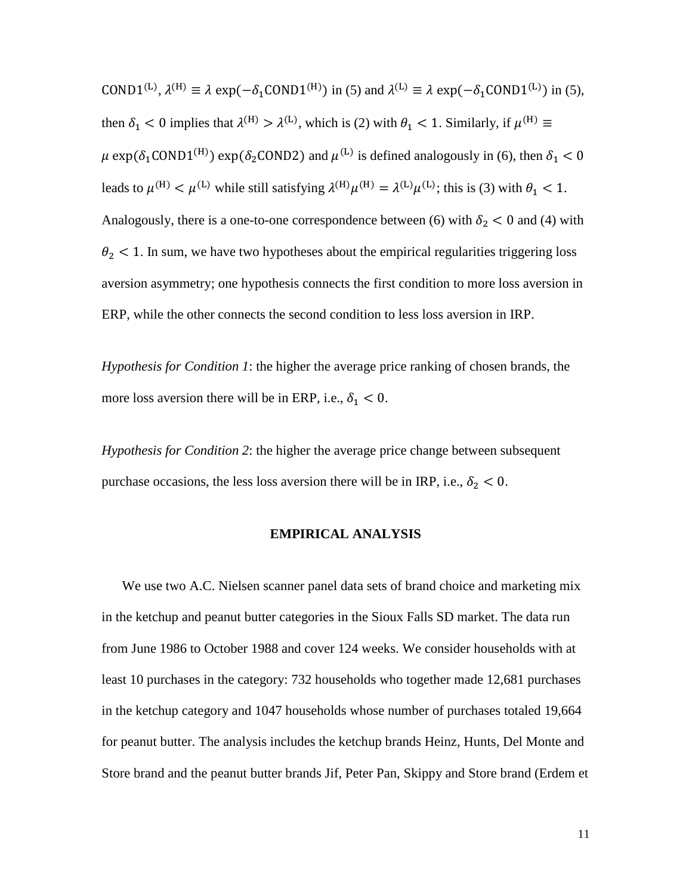$\texttt{COND1}^{(\mathrm{L})}$, $\lambda^{(\mathrm{H})} \equiv \lambda \exp(-\delta_1 \texttt{COND1}^{(\mathrm{H})})$ in (5) and $\lambda^{(\mathrm{L})} \equiv \lambda \exp(-\delta_1 \texttt{COND1}^{(\mathrm{L})})$ in (5), then $\delta_1 < 0$ implies that $\lambda^{(\mathrm{H})} > \lambda^{(\mathrm{L})}$, which is (2) with $\theta_1 < 1$. Similarly, if $\mu^{(\mathrm{H})} \equiv \mu \exp(\delta_1 \texttt{COND1}^{(\mathrm{H})}) \exp(\delta_2 \texttt{COND2})$ and $\mu^{(\mathrm{L})}$ is defined analogously in (6), then $\delta_1 < 0$ leads to $\mu^{(\mathrm{H})} < \mu^{(\mathrm{L})}$ while still satisfying $\lambda^{(\mathrm{H})}\mu^{(\mathrm{H})} = \lambda^{(\mathrm{L})}\mu^{(\mathrm{L})}$; this is (3) with $\theta_1 < 1$. Analogously, there is a one-to-one correspondence between (6) with $\delta_2 < 0$ and (4) with $\theta_2 < 1$. In sum, we have two hypotheses about the empirical regularities triggering loss aversion asymmetry; one hypothesis connects the first condition to more loss aversion in ERP, while the other connects the second condition to less loss aversion in IRP.

*Hypothesis for Condition 1*: the higher the average price ranking of chosen brands, the more loss aversion there will be in ERP, i.e., $\delta_1 < 0$.

*Hypothesis for Condition 2*: the higher the average price change between subsequent purchase occasions, the less loss aversion there will be in IRP, i.e., $\delta_2 < 0$.

## EMPIRICAL ANALYSIS

We use two A.C. Nielsen scanner panel data sets of brand choice and marketing mix in the ketchup and peanut butter categories in the Sioux Falls SD market. The data run from June 1986 to October 1988 and cover 124 weeks. We consider households with at least 10 purchases in the category: 732 households who together made 12,681 purchases in the ketchup category and 1047 households whose number of purchases totaled 19,664 for peanut butter. The analysis includes the ketchup brands Heinz, Hunts, Del Monte and Store brand and the peanut butter brands Jif, Peter Pan, Skippy and Store brand (Erdem et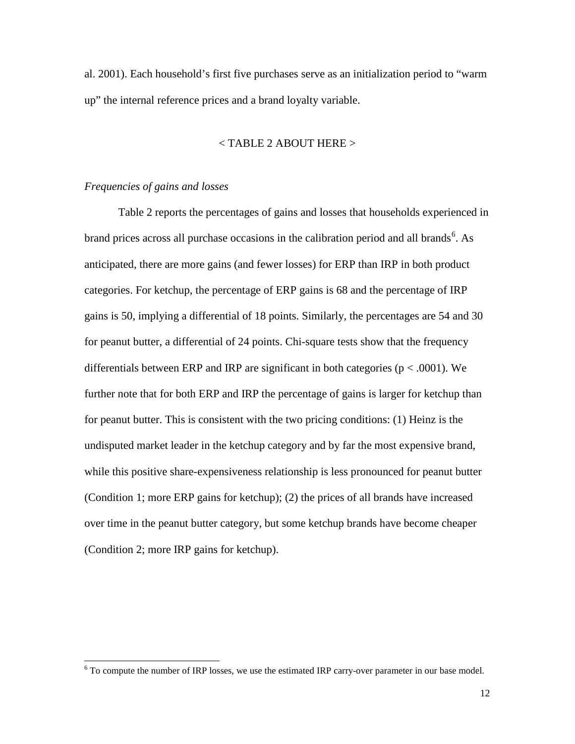al. 2001). Each household's first five purchases serve as an initialization period to "warm up" the internal reference prices and a brand loyalty variable.

< TABLE 2 ABOUT HERE >

*Frequencies of gains and losses*

Table 2 reports the percentages of gains and losses that households experienced in brand prices across all purchase occasions in the calibration period and all brands[6]. As anticipated, there are more gains (and fewer losses) for ERP than IRP in both product categories. For ketchup, the percentage of ERP gains is 68 and the percentage of IRP gains is 50, implying a differential of 18 points. Similarly, the percentages are 54 and 30 for peanut butter, a differential of 24 points. Chi-square tests show that the frequency differentials between ERP and IRP are significant in both categories ($p < .0001$). We further note that for both ERP and IRP the percentage of gains is larger for ketchup than for peanut butter. This is consistent with the two pricing conditions: (1) Heinz is the undisputed market leader in the ketchup category and by far the most expensive brand, while this positive share-expensiveness relationship is less pronounced for peanut butter (Condition 1; more ERP gains for ketchup); (2) the prices of all brands have increased over time in the peanut butter category, but some ketchup brands have become cheaper (Condition 2; more IRP gains for ketchup).

[6] To compute the number of IRP losses, we use the estimated IRP carry-over parameter in our base model.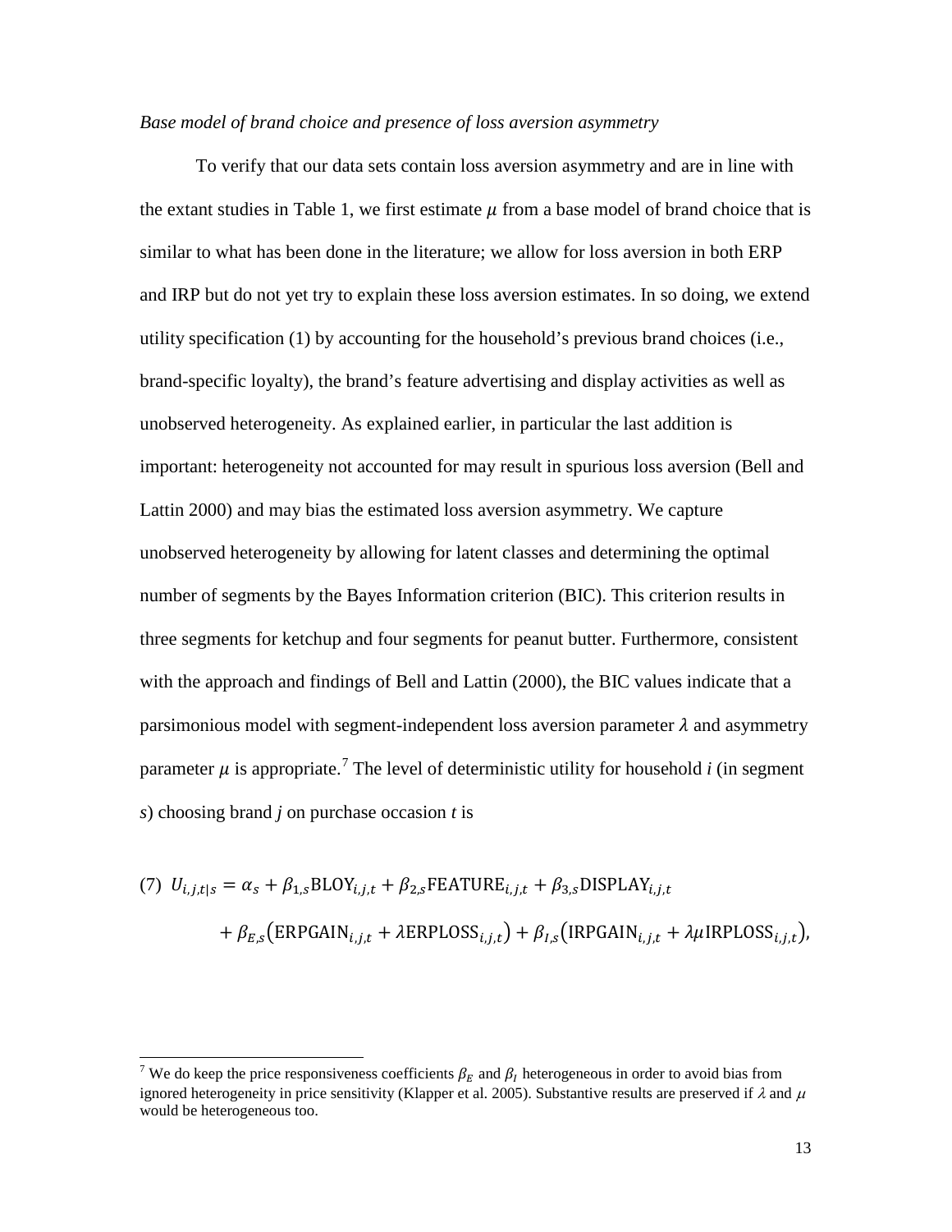*Base model of brand choice and presence of loss aversion asymmetry*

To verify that our data sets contain loss aversion asymmetry and are in line with the extant studies in Table 1, we first estimate $\mu$ from a base model of brand choice that is similar to what has been done in the literature; we allow for loss aversion in both ERP and IRP but do not yet try to explain these loss aversion estimates. In so doing, we extend utility specification (1) by accounting for the household's previous brand choices (i.e., brand-specific loyalty), the brand's feature advertising and display activities as well as unobserved heterogeneity. As explained earlier, in particular the last addition is important: heterogeneity not accounted for may result in spurious loss aversion (Bell and Lattin 2000) and may bias the estimated loss aversion asymmetry. We capture unobserved heterogeneity by allowing for latent classes and determining the optimal number of segments by the Bayes Information criterion (BIC). This criterion results in three segments for ketchup and four segments for peanut butter. Furthermore, consistent with the approach and findings of Bell and Lattin (2000), the BIC values indicate that a parsimonious model with segment-independent loss aversion parameter $\lambda$ and asymmetry parameter $\mu$ is appropriate.[7] The level of deterministic utility for household *i* (in segment *s*) choosing brand *j* on purchase occasion *t* is

$$(7)\quad U_{i,j,t|s} = \alpha_s + \beta_{1,s}\text{BLOY}_{i,j,t} + \beta_{2,s}\text{FEATURE}_{i,j,t} + \beta_{3,s}\text{DISPLAY}_{i,j,t} + \beta_{E,s}\left(\text{ERPGAIN}_{i,j,t} + \lambda\text{ERPLOSS}_{i,j,t}\right) + \beta_{I,s}\left(\text{IRPGAIN}_{i,j,t} + \lambda\mu\text{IRPLOSS}_{i,j,t}\right),$$

[7] We do keep the price responsiveness coefficients $\beta_E$ and $\beta_I$ heterogeneous in order to avoid bias from ignored heterogeneity in price sensitivity (Klapper et al. 2005). Substantive results are preserved if $\lambda$ and $\mu$ would be heterogeneous too.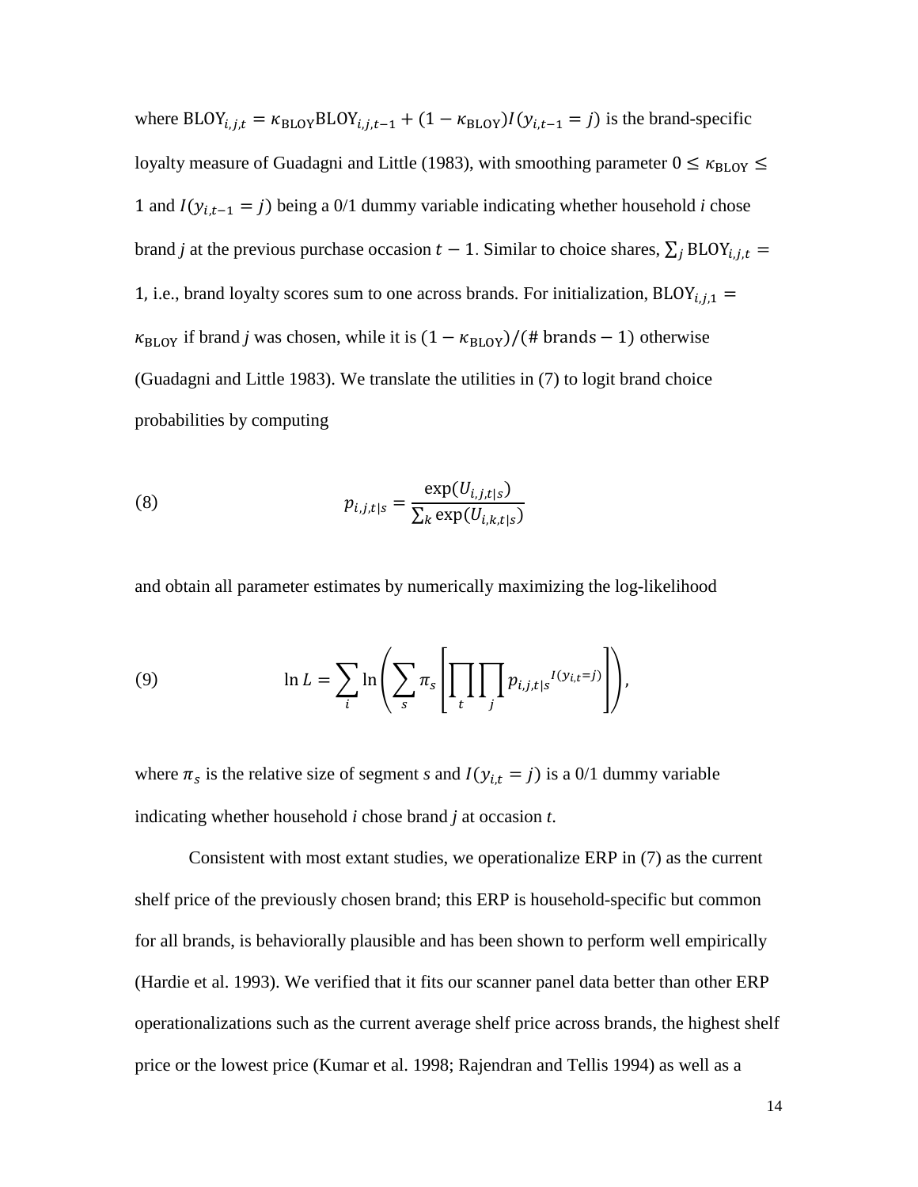where $\text{BLOY}_{i,j,t} = \kappa_{\text{BLOY}}\text{BLOY}_{i,j,t-1} + (1 - \kappa_{\text{BLOY}})I(y_{i,t-1} = j)$ is the brand-specific loyalty measure of Guadagni and Little (1983), with smoothing parameter $0 \leq \kappa_{\text{BLOY}} \leq 1$ and $I(y_{i,t-1} = j)$ being a 0/1 dummy variable indicating whether household *i* chose brand *j* at the previous purchase occasion $t - 1$. Similar to choice shares, $\sum_j \text{BLOY}_{i,j,t} = 1$, i.e., brand loyalty scores sum to one across brands. For initialization, $\text{BLOY}_{i,j,1} = \kappa_{\text{BLOY}}$ if brand *j* was chosen, while it is $(1 - \kappa_{\text{BLOY}})/(\#\,\text{brands} - 1)$ otherwise (Guadagni and Little 1983). We translate the utilities in (7) to logit brand choice probabilities by computing

$$p_{i,j,t|s} = \frac{\exp(U_{i,j,t|s})}{\sum_k \exp(U_{i,k,t|s})} \tag{8}$$

and obtain all parameter estimates by numerically maximizing the log-likelihood

$$\ln L = \sum_i \ln\left(\sum_s \pi_s \left[\prod_t \prod_j p_{i,j,t|s}{}^{I(y_{i,t}=j)}\right]\right), \tag{9}$$

where $\pi_s$ is the relative size of segment *s* and $I(y_{i,t} = j)$ is a 0/1 dummy variable indicating whether household *i* chose brand *j* at occasion *t*.

Consistent with most extant studies, we operationalize ERP in (7) as the current shelf price of the previously chosen brand; this ERP is household-specific but common for all brands, is behaviorally plausible and has been shown to perform well empirically (Hardie et al. 1993). We verified that it fits our scanner panel data better than other ERP operationalizations such as the current average shelf price across brands, the highest shelf price or the lowest price (Kumar et al. 1998; Rajendran and Tellis 1994) as well as a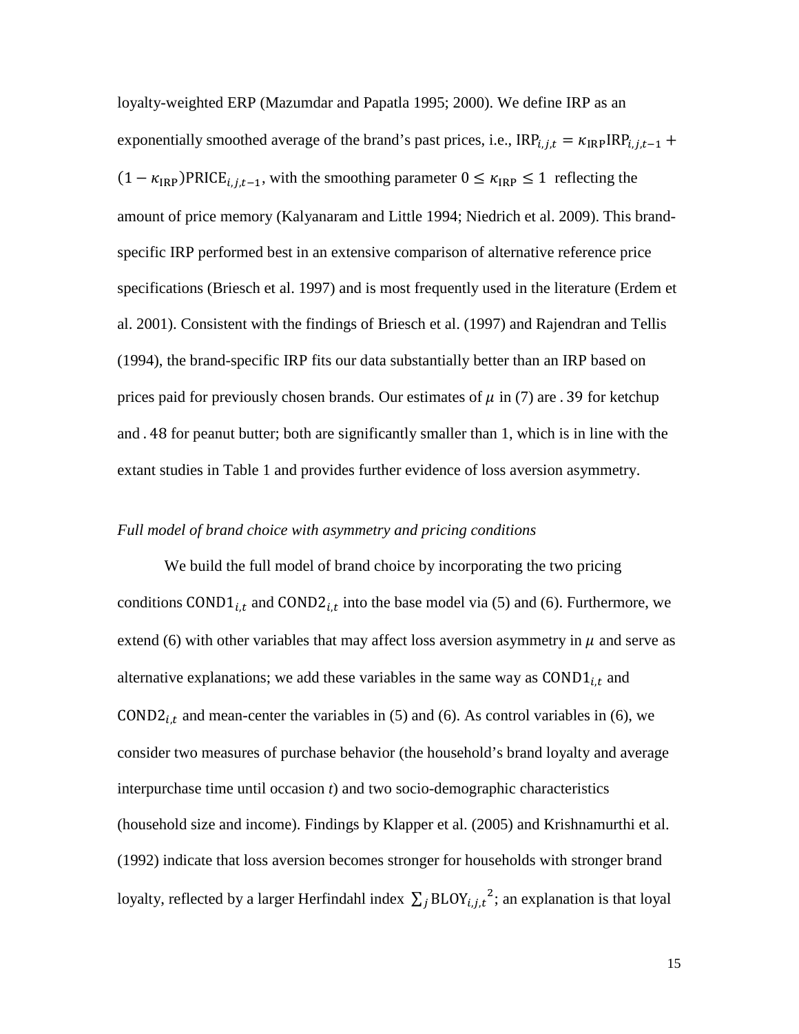loyalty-weighted ERP (Mazumdar and Papatla 1995; 2000). We define IRP as an exponentially smoothed average of the brand's past prices, i.e., $\text{IRP}_{i,j,t} = \kappa_{\text{IRP}}\text{IRP}_{i,j,t-1} + (1 - \kappa_{\text{IRP}})\text{PRICE}_{i,j,t-1}$, with the smoothing parameter $0 \leq \kappa_{\text{IRP}} \leq 1$ reflecting the amount of price memory (Kalyanaram and Little 1994; Niedrich et al. 2009). This brand-specific IRP performed best in an extensive comparison of alternative reference price specifications (Briesch et al. 1997) and is most frequently used in the literature (Erdem et al. 2001). Consistent with the findings of Briesch et al. (1997) and Rajendran and Tellis (1994), the brand-specific IRP fits our data substantially better than an IRP based on prices paid for previously chosen brands. Our estimates of $\mu$ in (7) are $.39$ for ketchup and $.48$ for peanut butter; both are significantly smaller than 1, which is in line with the extant studies in Table 1 and provides further evidence of loss aversion asymmetry.

*Full model of brand choice with asymmetry and pricing conditions*

We build the full model of brand choice by incorporating the two pricing conditions $\text{COND1}_{i,t}$ and $\text{COND2}_{i,t}$ into the base model via (5) and (6). Furthermore, we extend (6) with other variables that may affect loss aversion asymmetry in $\mu$ and serve as alternative explanations; we add these variables in the same way as $\text{COND1}_{i,t}$ and $\text{COND2}_{i,t}$ and mean-center the variables in (5) and (6). As control variables in (6), we consider two measures of purchase behavior (the household's brand loyalty and average interpurchase time until occasion *t*) and two socio-demographic characteristics (household size and income). Findings by Klapper et al. (2005) and Krishnamurthi et al. (1992) indicate that loss aversion becomes stronger for households with stronger brand loyalty, reflected by a larger Herfindahl index $\sum_j \text{BLOY}_{i,j,t}{}^2$; an explanation is that loyal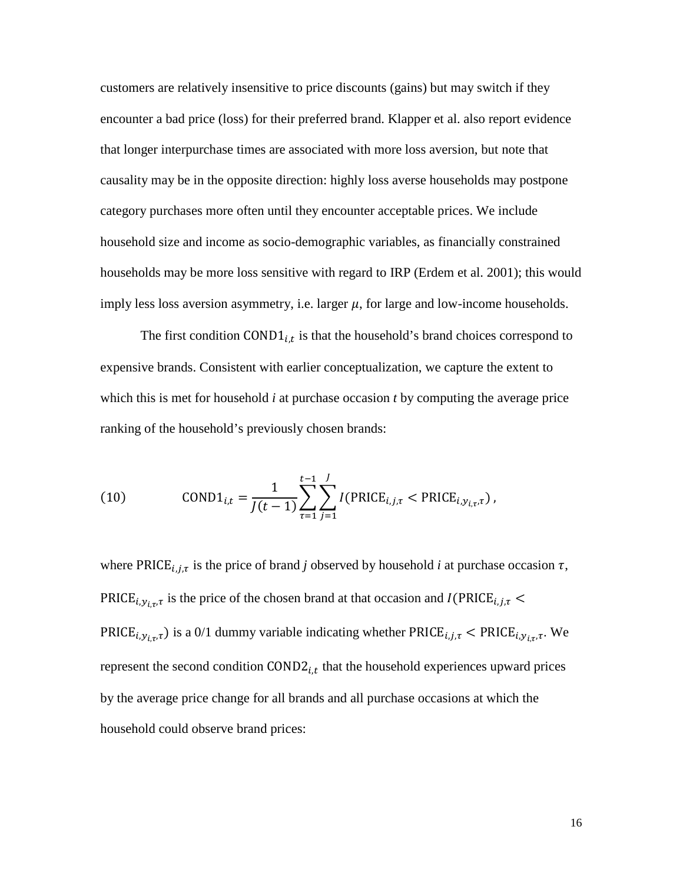customers are relatively insensitive to price discounts (gains) but may switch if they encounter a bad price (loss) for their preferred brand. Klapper et al. also report evidence that longer interpurchase times are associated with more loss aversion, but note that causality may be in the opposite direction: highly loss averse households may postpone category purchases more often until they encounter acceptable prices. We include household size and income as socio-demographic variables, as financially constrained households may be more loss sensitive with regard to IRP (Erdem et al. 2001); this would imply less loss aversion asymmetry, i.e. larger $\mu$, for large and low-income households.

The first condition $\text{COND1}_{i,t}$ is that the household's brand choices correspond to expensive brands. Consistent with earlier conceptualization, we capture the extent to which this is met for household *i* at purchase occasion *t* by computing the average price ranking of the household's previously chosen brands:

$$(10) \qquad \text{COND1}_{i,t} = \frac{1}{J(t-1)} \sum_{\tau=1}^{t-1} \sum_{j=1}^{J} I(\text{PRICE}_{i,j,\tau} < \text{PRICE}_{i,y_{i,\tau},\tau}) \,,$$

where $\text{PRICE}_{i,j,\tau}$ is the price of brand *j* observed by household *i* at purchase occasion $\tau$, $\text{PRICE}_{i,y_{i,\tau},\tau}$ is the price of the chosen brand at that occasion and $I(\text{PRICE}_{i,j,\tau} < \text{PRICE}_{i,y_{i,\tau},\tau})$ is a 0/1 dummy variable indicating whether $\text{PRICE}_{i,j,\tau} < \text{PRICE}_{i,y_{i,\tau},\tau}$. We represent the second condition $\text{COND2}_{i,t}$ that the household experiences upward prices by the average price change for all brands and all purchase occasions at which the household could observe brand prices: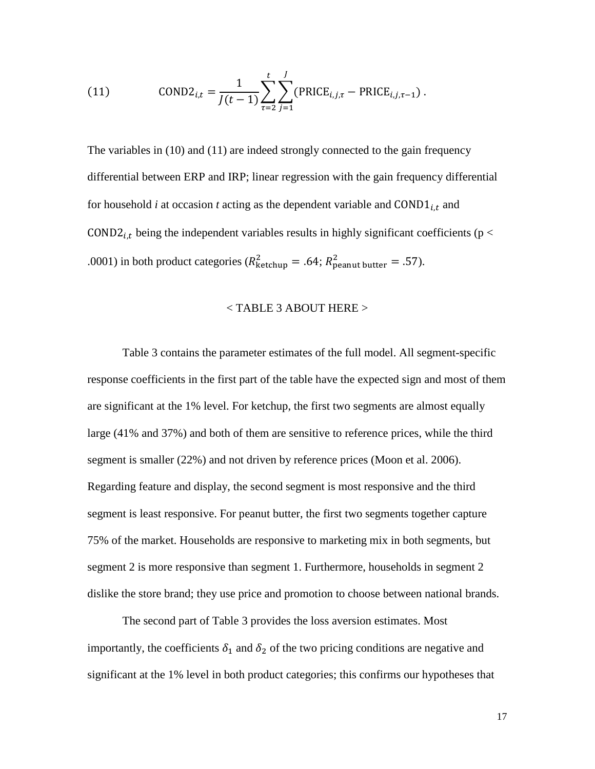$$\text{(11)} \qquad \text{COND2}_{i,t} = \frac{1}{J(t-1)} \sum_{\tau=2}^{t} \sum_{j=1}^{J} (\text{PRICE}_{i,j,\tau} - \text{PRICE}_{i,j,\tau-1}) \, .$$

The variables in (10) and (11) are indeed strongly connected to the gain frequency differential between ERP and IRP; linear regression with the gain frequency differential for household *i* at occasion *t* acting as the dependent variable and $\text{COND1}_{i,t}$ and $\text{COND2}_{i,t}$ being the independent variables results in highly significant coefficients ($p < .0001$) in both product categories ($R^2_{\text{ketchup}} = .64$; $R^2_{\text{peanut butter}} = .57$).

< TABLE 3 ABOUT HERE >

Table 3 contains the parameter estimates of the full model. All segment-specific response coefficients in the first part of the table have the expected sign and most of them are significant at the 1% level. For ketchup, the first two segments are almost equally large (41% and 37%) and both of them are sensitive to reference prices, while the third segment is smaller (22%) and not driven by reference prices (Moon et al. 2006). Regarding feature and display, the second segment is most responsive and the third segment is least responsive. For peanut butter, the first two segments together capture 75% of the market. Households are responsive to marketing mix in both segments, but segment 2 is more responsive than segment 1. Furthermore, households in segment 2 dislike the store brand; they use price and promotion to choose between national brands.

The second part of Table 3 provides the loss aversion estimates. Most importantly, the coefficients $\delta_1$ and $\delta_2$ of the two pricing conditions are negative and significant at the 1% level in both product categories; this confirms our hypotheses that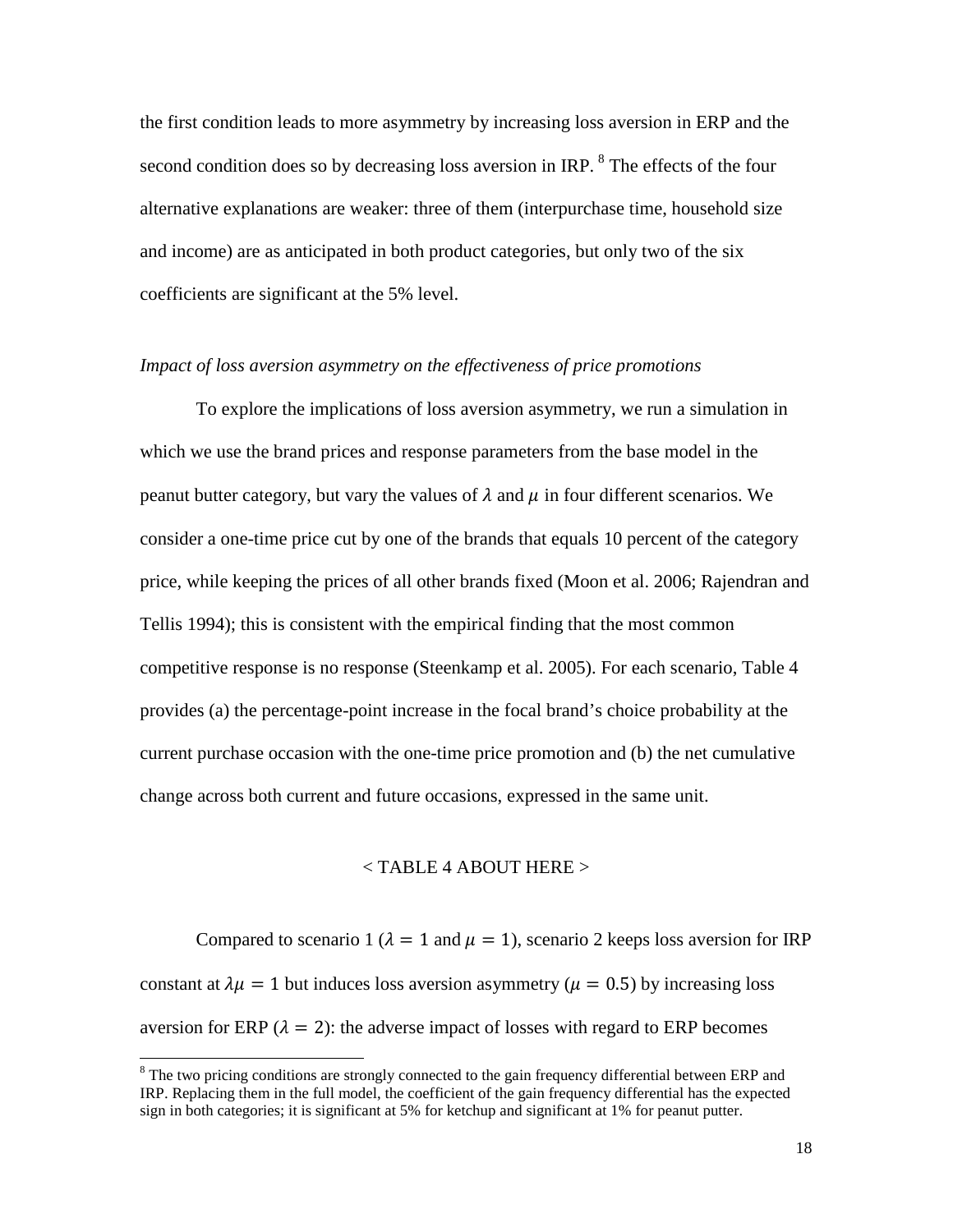the first condition leads to more asymmetry by increasing loss aversion in ERP and the second condition does so by decreasing loss aversion in IRP. [8] The effects of the four alternative explanations are weaker: three of them (interpurchase time, household size and income) are as anticipated in both product categories, but only two of the six coefficients are significant at the 5% level.

*Impact of loss aversion asymmetry on the effectiveness of price promotions*

To explore the implications of loss aversion asymmetry, we run a simulation in which we use the brand prices and response parameters from the base model in the peanut butter category, but vary the values of $\lambda$ and $\mu$ in four different scenarios. We consider a one-time price cut by one of the brands that equals 10 percent of the category price, while keeping the prices of all other brands fixed (Moon et al. 2006; Rajendran and Tellis 1994); this is consistent with the empirical finding that the most common competitive response is no response (Steenkamp et al. 2005). For each scenario, Table 4 provides (a) the percentage-point increase in the focal brand's choice probability at the current purchase occasion with the one-time price promotion and (b) the net cumulative change across both current and future occasions, expressed in the same unit.

< TABLE 4 ABOUT HERE >

Compared to scenario 1 ($\lambda = 1$ and $\mu = 1$), scenario 2 keeps loss aversion for IRP constant at $\lambda\mu = 1$ but induces loss aversion asymmetry ($\mu = 0.5$) by increasing loss aversion for ERP ($\lambda = 2$): the adverse impact of losses with regard to ERP becomes

[8] The two pricing conditions are strongly connected to the gain frequency differential between ERP and IRP. Replacing them in the full model, the coefficient of the gain frequency differential has the expected sign in both categories; it is significant at 5% for ketchup and significant at 1% for peanut putter.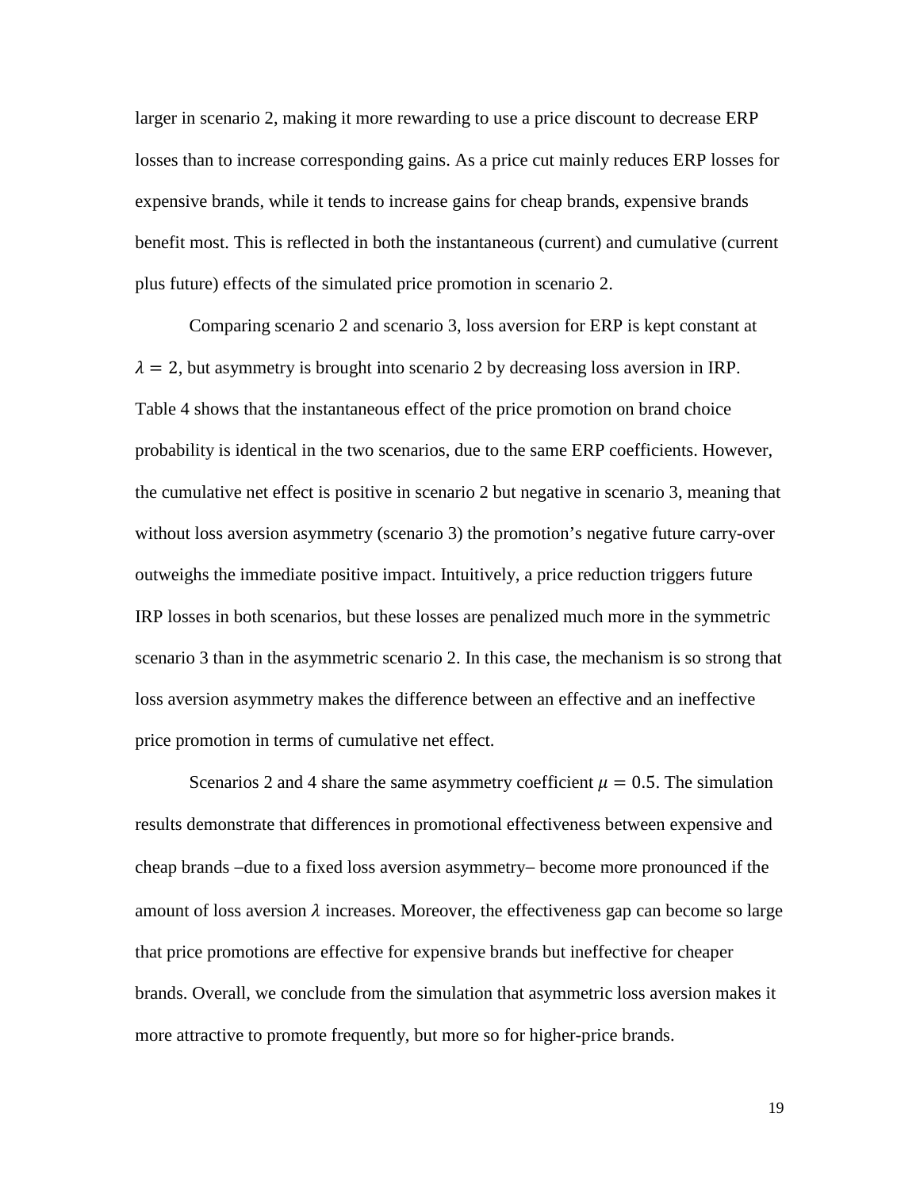larger in scenario 2, making it more rewarding to use a price discount to decrease ERP losses than to increase corresponding gains. As a price cut mainly reduces ERP losses for expensive brands, while it tends to increase gains for cheap brands, expensive brands benefit most. This is reflected in both the instantaneous (current) and cumulative (current plus future) effects of the simulated price promotion in scenario 2.

Comparing scenario 2 and scenario 3, loss aversion for ERP is kept constant at $\lambda = 2$, but asymmetry is brought into scenario 2 by decreasing loss aversion in IRP. Table 4 shows that the instantaneous effect of the price promotion on brand choice probability is identical in the two scenarios, due to the same ERP coefficients. However, the cumulative net effect is positive in scenario 2 but negative in scenario 3, meaning that without loss aversion asymmetry (scenario 3) the promotion's negative future carry-over outweighs the immediate positive impact. Intuitively, a price reduction triggers future IRP losses in both scenarios, but these losses are penalized much more in the symmetric scenario 3 than in the asymmetric scenario 2. In this case, the mechanism is so strong that loss aversion asymmetry makes the difference between an effective and an ineffective price promotion in terms of cumulative net effect.

Scenarios 2 and 4 share the same asymmetry coefficient $\mu = 0.5$. The simulation results demonstrate that differences in promotional effectiveness between expensive and cheap brands –due to a fixed loss aversion asymmetry– become more pronounced if the amount of loss aversion $\lambda$ increases. Moreover, the effectiveness gap can become so large that price promotions are effective for expensive brands but ineffective for cheaper brands. Overall, we conclude from the simulation that asymmetric loss aversion makes it more attractive to promote frequently, but more so for higher-price brands.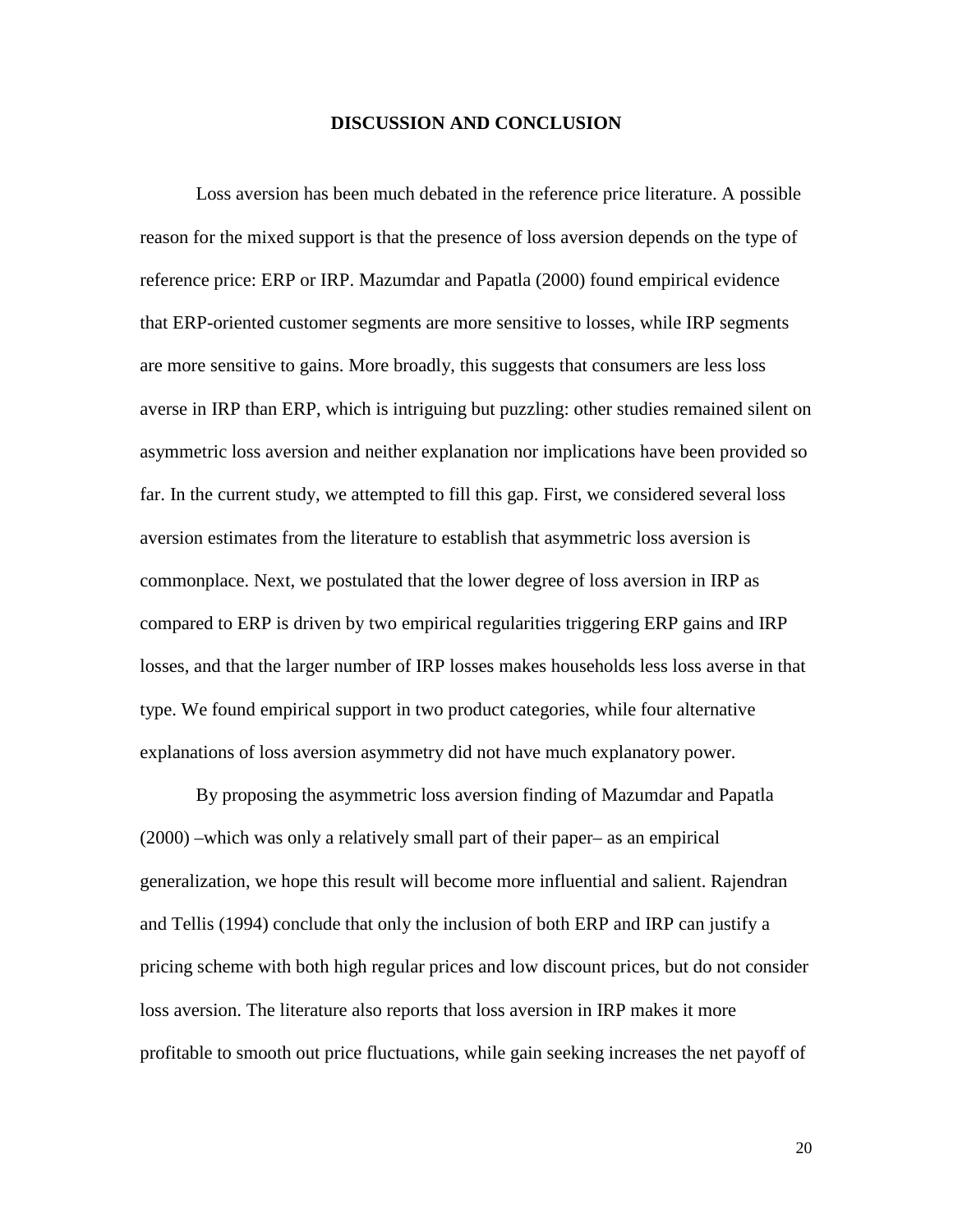## DISCUSSION AND CONCLUSION

Loss aversion has been much debated in the reference price literature. A possible reason for the mixed support is that the presence of loss aversion depends on the type of reference price: ERP or IRP. Mazumdar and Papatla (2000) found empirical evidence that ERP-oriented customer segments are more sensitive to losses, while IRP segments are more sensitive to gains. More broadly, this suggests that consumers are less loss averse in IRP than ERP, which is intriguing but puzzling: other studies remained silent on asymmetric loss aversion and neither explanation nor implications have been provided so far. In the current study, we attempted to fill this gap. First, we considered several loss aversion estimates from the literature to establish that asymmetric loss aversion is commonplace. Next, we postulated that the lower degree of loss aversion in IRP as compared to ERP is driven by two empirical regularities triggering ERP gains and IRP losses, and that the larger number of IRP losses makes households less loss averse in that type. We found empirical support in two product categories, while four alternative explanations of loss aversion asymmetry did not have much explanatory power.

By proposing the asymmetric loss aversion finding of Mazumdar and Papatla (2000) –which was only a relatively small part of their paper– as an empirical generalization, we hope this result will become more influential and salient. Rajendran and Tellis (1994) conclude that only the inclusion of both ERP and IRP can justify a pricing scheme with both high regular prices and low discount prices, but do not consider loss aversion. The literature also reports that loss aversion in IRP makes it more profitable to smooth out price fluctuations, while gain seeking increases the net payoff of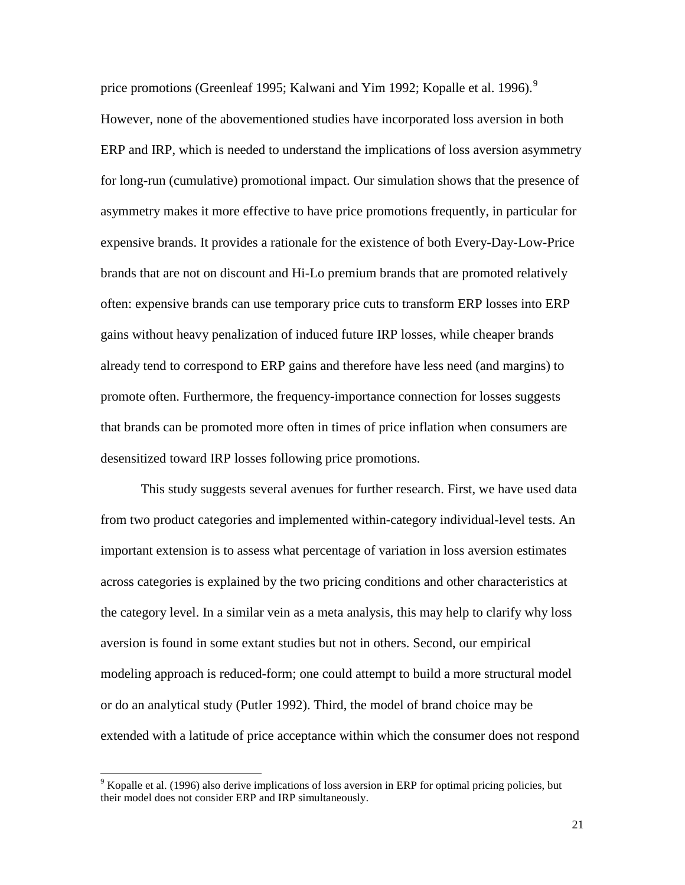price promotions (Greenleaf 1995; Kalwani and Yim 1992; Kopalle et al. 1996).[9] However, none of the abovementioned studies have incorporated loss aversion in both ERP and IRP, which is needed to understand the implications of loss aversion asymmetry for long-run (cumulative) promotional impact. Our simulation shows that the presence of asymmetry makes it more effective to have price promotions frequently, in particular for expensive brands. It provides a rationale for the existence of both Every-Day-Low-Price brands that are not on discount and Hi-Lo premium brands that are promoted relatively often: expensive brands can use temporary price cuts to transform ERP losses into ERP gains without heavy penalization of induced future IRP losses, while cheaper brands already tend to correspond to ERP gains and therefore have less need (and margins) to promote often. Furthermore, the frequency-importance connection for losses suggests that brands can be promoted more often in times of price inflation when consumers are desensitized toward IRP losses following price promotions.

This study suggests several avenues for further research. First, we have used data from two product categories and implemented within-category individual-level tests. An important extension is to assess what percentage of variation in loss aversion estimates across categories is explained by the two pricing conditions and other characteristics at the category level. In a similar vein as a meta analysis, this may help to clarify why loss aversion is found in some extant studies but not in others. Second, our empirical modeling approach is reduced-form; one could attempt to build a more structural model or do an analytical study (Putler 1992). Third, the model of brand choice may be extended with a latitude of price acceptance within which the consumer does not respond

[9] Kopalle et al. (1996) also derive implications of loss aversion in ERP for optimal pricing policies, but their model does not consider ERP and IRP simultaneously.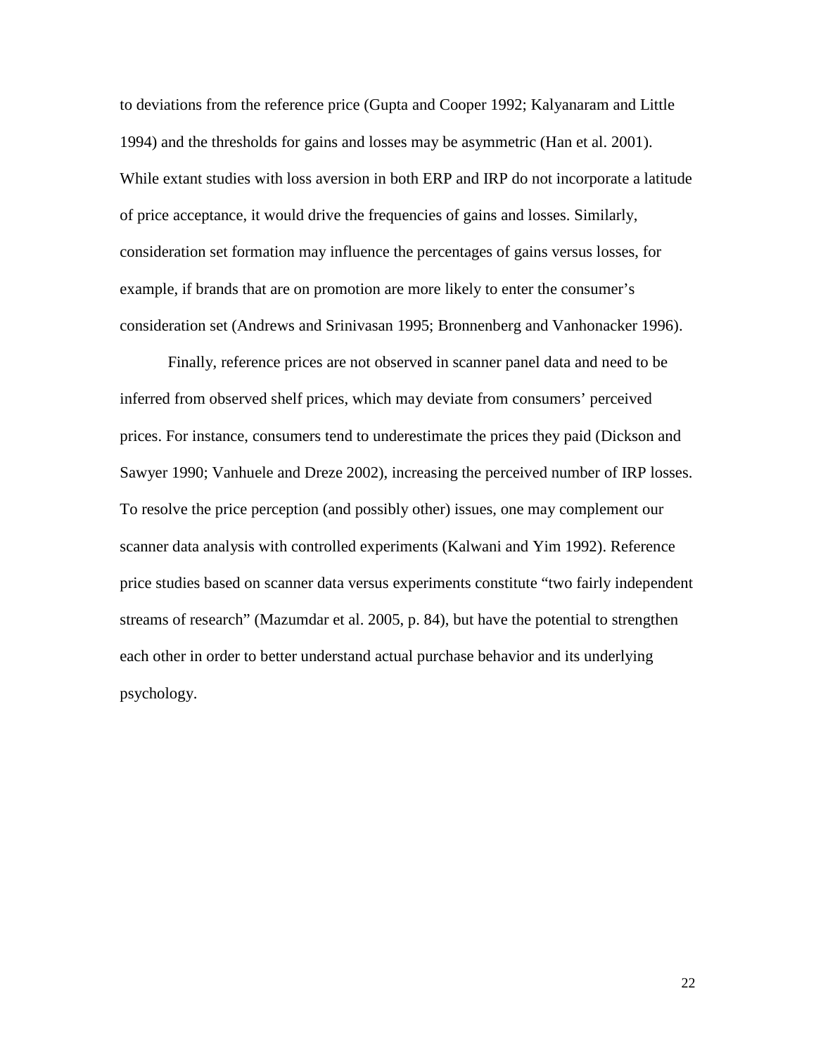to deviations from the reference price (Gupta and Cooper 1992; Kalyanaram and Little 1994) and the thresholds for gains and losses may be asymmetric (Han et al. 2001). While extant studies with loss aversion in both ERP and IRP do not incorporate a latitude of price acceptance, it would drive the frequencies of gains and losses. Similarly, consideration set formation may influence the percentages of gains versus losses, for example, if brands that are on promotion are more likely to enter the consumer's consideration set (Andrews and Srinivasan 1995; Bronnenberg and Vanhonacker 1996).

Finally, reference prices are not observed in scanner panel data and need to be inferred from observed shelf prices, which may deviate from consumers' perceived prices. For instance, consumers tend to underestimate the prices they paid (Dickson and Sawyer 1990; Vanhuele and Dreze 2002), increasing the perceived number of IRP losses. To resolve the price perception (and possibly other) issues, one may complement our scanner data analysis with controlled experiments (Kalwani and Yim 1992). Reference price studies based on scanner data versus experiments constitute "two fairly independent streams of research" (Mazumdar et al. 2005, p. 84), but have the potential to strengthen each other in order to better understand actual purchase behavior and its underlying psychology.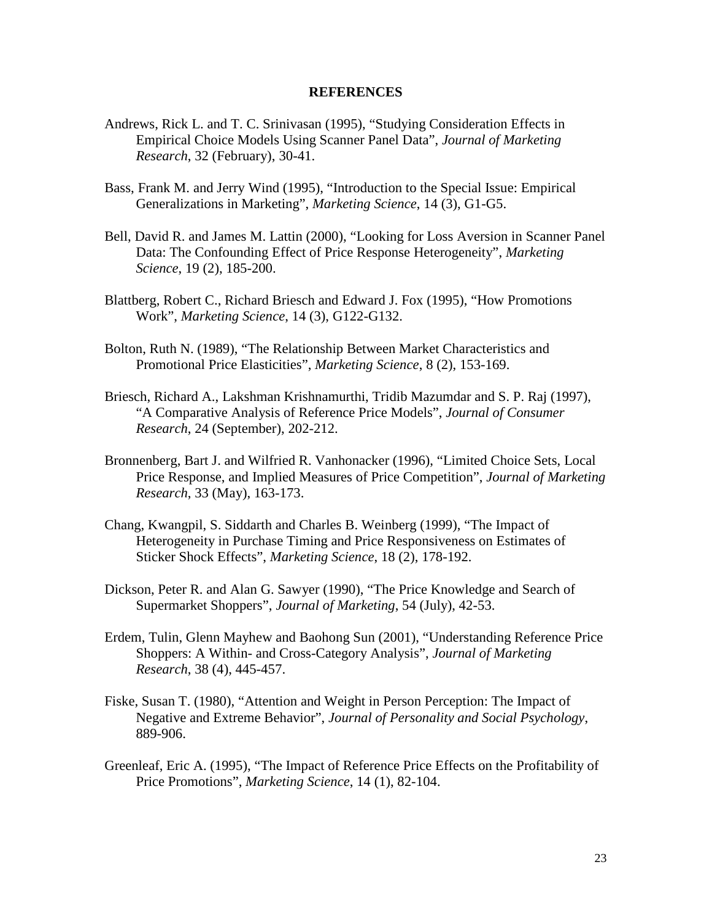# REFERENCES

Andrews, Rick L. and T. C. Srinivasan (1995), "Studying Consideration Effects in Empirical Choice Models Using Scanner Panel Data", *Journal of Marketing Research*, 32 (February), 30-41.

Bass, Frank M. and Jerry Wind (1995), "Introduction to the Special Issue: Empirical Generalizations in Marketing", *Marketing Science*, 14 (3), G1-G5.

Bell, David R. and James M. Lattin (2000), "Looking for Loss Aversion in Scanner Panel Data: The Confounding Effect of Price Response Heterogeneity", *Marketing Science*, 19 (2), 185-200.

Blattberg, Robert C., Richard Briesch and Edward J. Fox (1995), "How Promotions Work", *Marketing Science*, 14 (3), G122-G132.

Bolton, Ruth N. (1989), "The Relationship Between Market Characteristics and Promotional Price Elasticities", *Marketing Science*, 8 (2), 153-169.

Briesch, Richard A., Lakshman Krishnamurthi, Tridib Mazumdar and S. P. Raj (1997), "A Comparative Analysis of Reference Price Models", *Journal of Consumer Research*, 24 (September), 202-212.

Bronnenberg, Bart J. and Wilfried R. Vanhonacker (1996), "Limited Choice Sets, Local Price Response, and Implied Measures of Price Competition", *Journal of Marketing Research*, 33 (May), 163-173.

Chang, Kwangpil, S. Siddarth and Charles B. Weinberg (1999), "The Impact of Heterogeneity in Purchase Timing and Price Responsiveness on Estimates of Sticker Shock Effects", *Marketing Science*, 18 (2), 178-192.

Dickson, Peter R. and Alan G. Sawyer (1990), "The Price Knowledge and Search of Supermarket Shoppers", *Journal of Marketing*, 54 (July), 42-53.

Erdem, Tulin, Glenn Mayhew and Baohong Sun (2001), "Understanding Reference Price Shoppers: A Within- and Cross-Category Analysis", *Journal of Marketing Research*, 38 (4), 445-457.

Fiske, Susan T. (1980), "Attention and Weight in Person Perception: The Impact of Negative and Extreme Behavior", *Journal of Personality and Social Psychology*, 889-906.

Greenleaf, Eric A. (1995), "The Impact of Reference Price Effects on the Profitability of Price Promotions", *Marketing Science*, 14 (1), 82-104.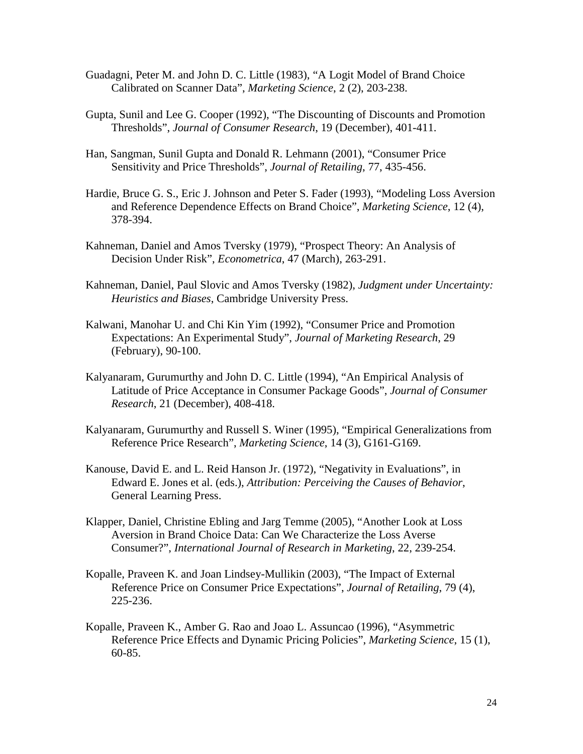Guadagni, Peter M. and John D. C. Little (1983), "A Logit Model of Brand Choice Calibrated on Scanner Data", *Marketing Science*, 2 (2), 203-238.

Gupta, Sunil and Lee G. Cooper (1992), "The Discounting of Discounts and Promotion Thresholds", *Journal of Consumer Research*, 19 (December), 401-411.

Han, Sangman, Sunil Gupta and Donald R. Lehmann (2001), "Consumer Price Sensitivity and Price Thresholds", *Journal of Retailing*, 77, 435-456.

Hardie, Bruce G. S., Eric J. Johnson and Peter S. Fader (1993), "Modeling Loss Aversion and Reference Dependence Effects on Brand Choice", *Marketing Science*, 12 (4), 378-394.

Kahneman, Daniel and Amos Tversky (1979), "Prospect Theory: An Analysis of Decision Under Risk", *Econometrica*, 47 (March), 263-291.

Kahneman, Daniel, Paul Slovic and Amos Tversky (1982), *Judgment under Uncertainty: Heuristics and Biases*, Cambridge University Press.

Kalwani, Manohar U. and Chi Kin Yim (1992), "Consumer Price and Promotion Expectations: An Experimental Study", *Journal of Marketing Research*, 29 (February), 90-100.

Kalyanaram, Gurumurthy and John D. C. Little (1994), "An Empirical Analysis of Latitude of Price Acceptance in Consumer Package Goods", *Journal of Consumer Research*, 21 (December), 408-418.

Kalyanaram, Gurumurthy and Russell S. Winer (1995), "Empirical Generalizations from Reference Price Research", *Marketing Science*, 14 (3), G161-G169.

Kanouse, David E. and L. Reid Hanson Jr. (1972), "Negativity in Evaluations", in Edward E. Jones et al. (eds.), *Attribution: Perceiving the Causes of Behavior*, General Learning Press.

Klapper, Daniel, Christine Ebling and Jarg Temme (2005), "Another Look at Loss Aversion in Brand Choice Data: Can We Characterize the Loss Averse Consumer?", *International Journal of Research in Marketing*, 22, 239-254.

Kopalle, Praveen K. and Joan Lindsey-Mullikin (2003), "The Impact of External Reference Price on Consumer Price Expectations", *Journal of Retailing*, 79 (4), 225-236.

Kopalle, Praveen K., Amber G. Rao and Joao L. Assuncao (1996), "Asymmetric Reference Price Effects and Dynamic Pricing Policies", *Marketing Science*, 15 (1), 60-85.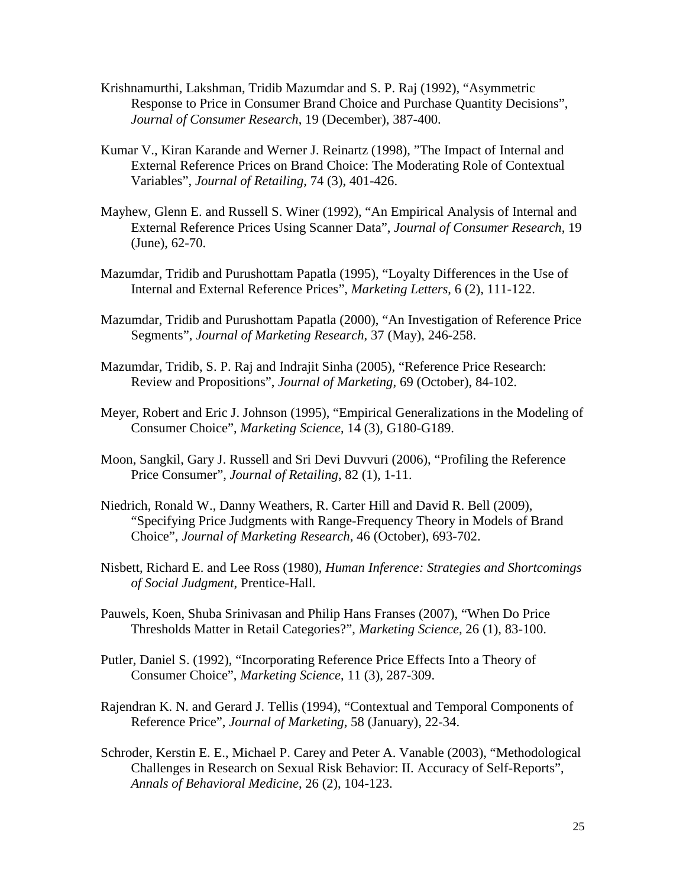Krishnamurthi, Lakshman, Tridib Mazumdar and S. P. Raj (1992), “Asymmetric Response to Price in Consumer Brand Choice and Purchase Quantity Decisions”, *Journal of Consumer Research*, 19 (December), 387-400.

Kumar V., Kiran Karande and Werner J. Reinartz (1998), ”The Impact of Internal and External Reference Prices on Brand Choice: The Moderating Role of Contextual Variables”, *Journal of Retailing*, 74 (3), 401-426.

Mayhew, Glenn E. and Russell S. Winer (1992), “An Empirical Analysis of Internal and External Reference Prices Using Scanner Data”, *Journal of Consumer Research*, 19 (June), 62-70.

Mazumdar, Tridib and Purushottam Papatla (1995), “Loyalty Differences in the Use of Internal and External Reference Prices”, *Marketing Letters*, 6 (2), 111-122.

Mazumdar, Tridib and Purushottam Papatla (2000), “An Investigation of Reference Price Segments”, *Journal of Marketing Research*, 37 (May), 246-258.

Mazumdar, Tridib, S. P. Raj and Indrajit Sinha (2005), “Reference Price Research: Review and Propositions”, *Journal of Marketing*, 69 (October), 84-102.

Meyer, Robert and Eric J. Johnson (1995), “Empirical Generalizations in the Modeling of Consumer Choice”, *Marketing Science*, 14 (3), G180-G189.

Moon, Sangkil, Gary J. Russell and Sri Devi Duvvuri (2006), “Profiling the Reference Price Consumer”, *Journal of Retailing*, 82 (1), 1-11.

Niedrich, Ronald W., Danny Weathers, R. Carter Hill and David R. Bell (2009), “Specifying Price Judgments with Range-Frequency Theory in Models of Brand Choice”, *Journal of Marketing Research*, 46 (October), 693-702.

Nisbett, Richard E. and Lee Ross (1980), *Human Inference: Strategies and Shortcomings of Social Judgment*, Prentice-Hall.

Pauwels, Koen, Shuba Srinivasan and Philip Hans Franses (2007), “When Do Price Thresholds Matter in Retail Categories?”, *Marketing Science*, 26 (1), 83-100.

Putler, Daniel S. (1992), “Incorporating Reference Price Effects Into a Theory of Consumer Choice”, *Marketing Science*, 11 (3), 287-309.

Rajendran K. N. and Gerard J. Tellis (1994), “Contextual and Temporal Components of Reference Price”, *Journal of Marketing*, 58 (January), 22-34.

Schroder, Kerstin E. E., Michael P. Carey and Peter A. Vanable (2003), “Methodological Challenges in Research on Sexual Risk Behavior: II. Accuracy of Self-Reports”, *Annals of Behavioral Medicine*, 26 (2), 104-123.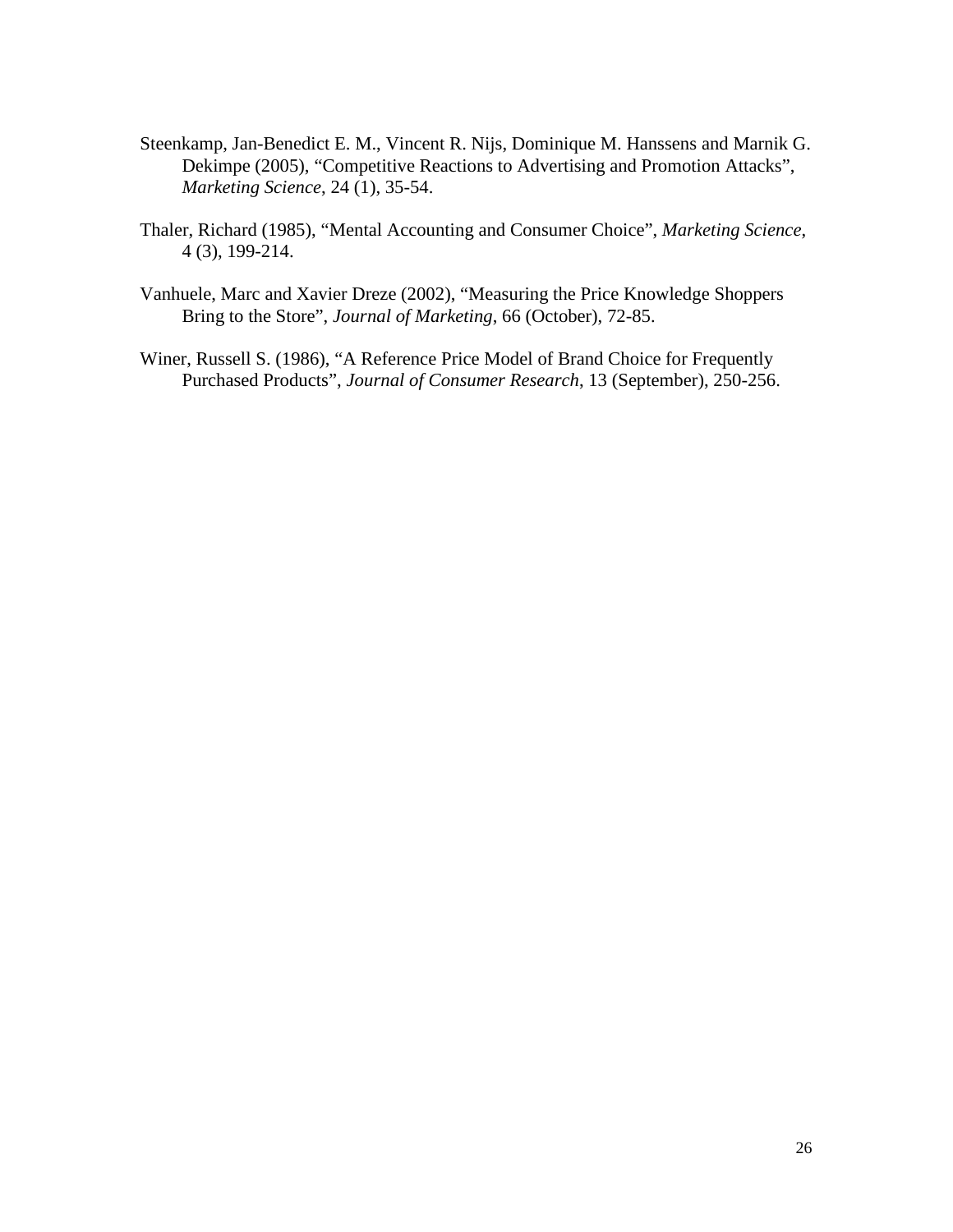Steenkamp, Jan-Benedict E. M., Vincent R. Nijs, Dominique M. Hanssens and Marnik G. Dekimpe (2005), "Competitive Reactions to Advertising and Promotion Attacks", *Marketing Science*, 24 (1), 35-54.

Thaler, Richard (1985), "Mental Accounting and Consumer Choice", *Marketing Science*, 4 (3), 199-214.

Vanhuele, Marc and Xavier Dreze (2002), "Measuring the Price Knowledge Shoppers Bring to the Store", *Journal of Marketing*, 66 (October), 72-85.

Winer, Russell S. (1986), "A Reference Price Model of Brand Choice for Frequently Purchased Products", *Journal of Consumer Research*, 13 (September), 250-256.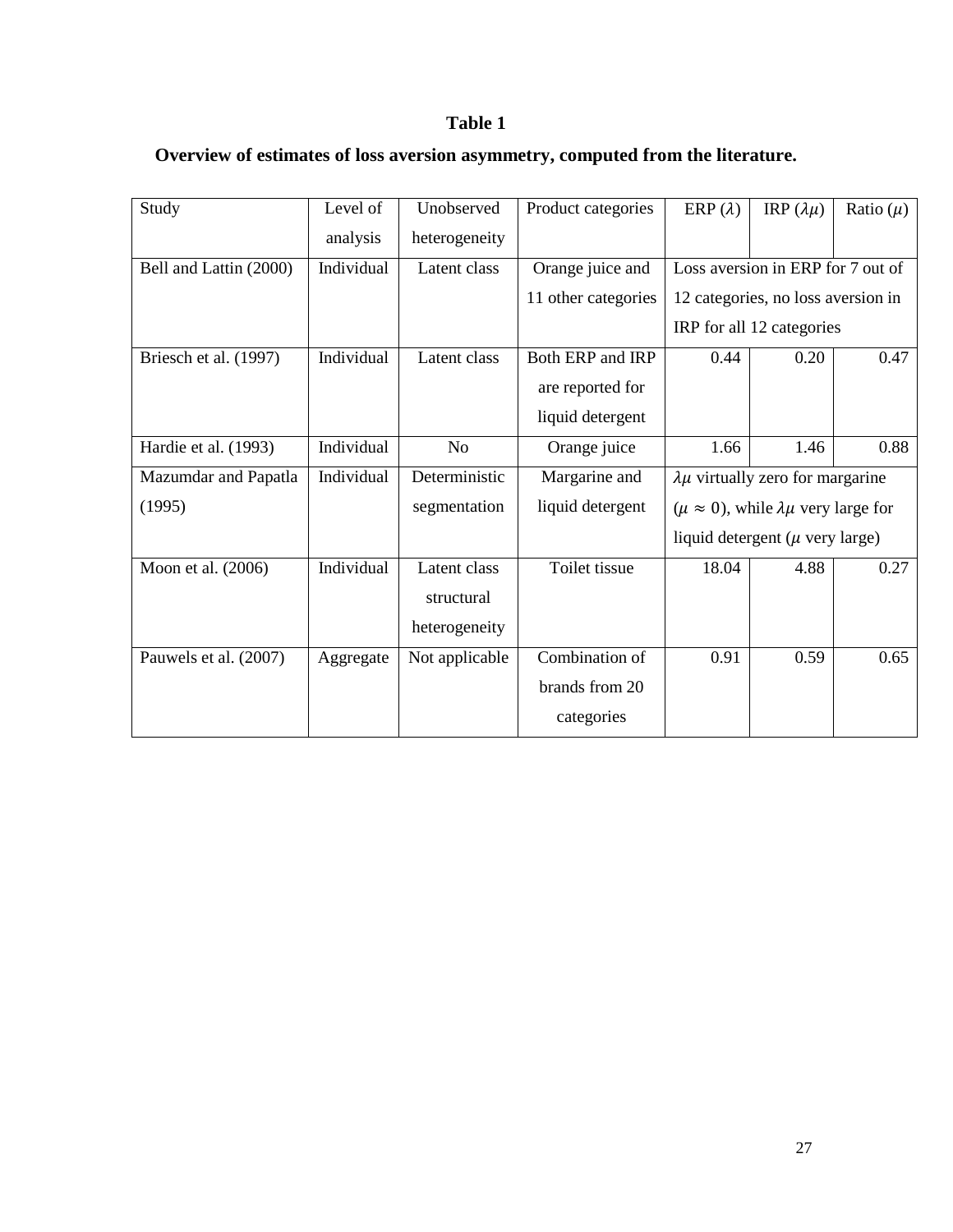**Table 1**

**Overview of estimates of loss aversion asymmetry, computed from the literature.**

| Study | Level of analysis | Unobserved heterogeneity | Product categories | ERP ($\lambda$) | IRP ($\lambda\mu$) | Ratio ($\mu$) |
|---|---|---|---|---|---|---|
| Bell and Lattin (2000) | Individual | Latent class | Orange juice and 11 other categories | Loss aversion in ERP for 7 out of 12 categories, no loss aversion in IRP for all 12 categories | | |
| Briesch et al. (1997) | Individual | Latent class | Both ERP and IRP are reported for liquid detergent | 0.44 | 0.20 | 0.47 |
| Hardie et al. (1993) | Individual | No | Orange juice | 1.66 | 1.46 | 0.88 |
| Mazumdar and Papatla (1995) | Individual | Deterministic segmentation | Margarine and liquid detergent | $\lambda\mu$ virtually zero for margarine ($\mu \approx 0$), while $\lambda\mu$ very large for liquid detergent ($\mu$ very large) | | |
| Moon et al. (2006) | Individual | Latent class structural heterogeneity | Toilet tissue | 18.04 | 4.88 | 0.27 |
| Pauwels et al. (2007) | Aggregate | Not applicable | Combination of brands from 20 categories | 0.91 | 0.59 | 0.65 |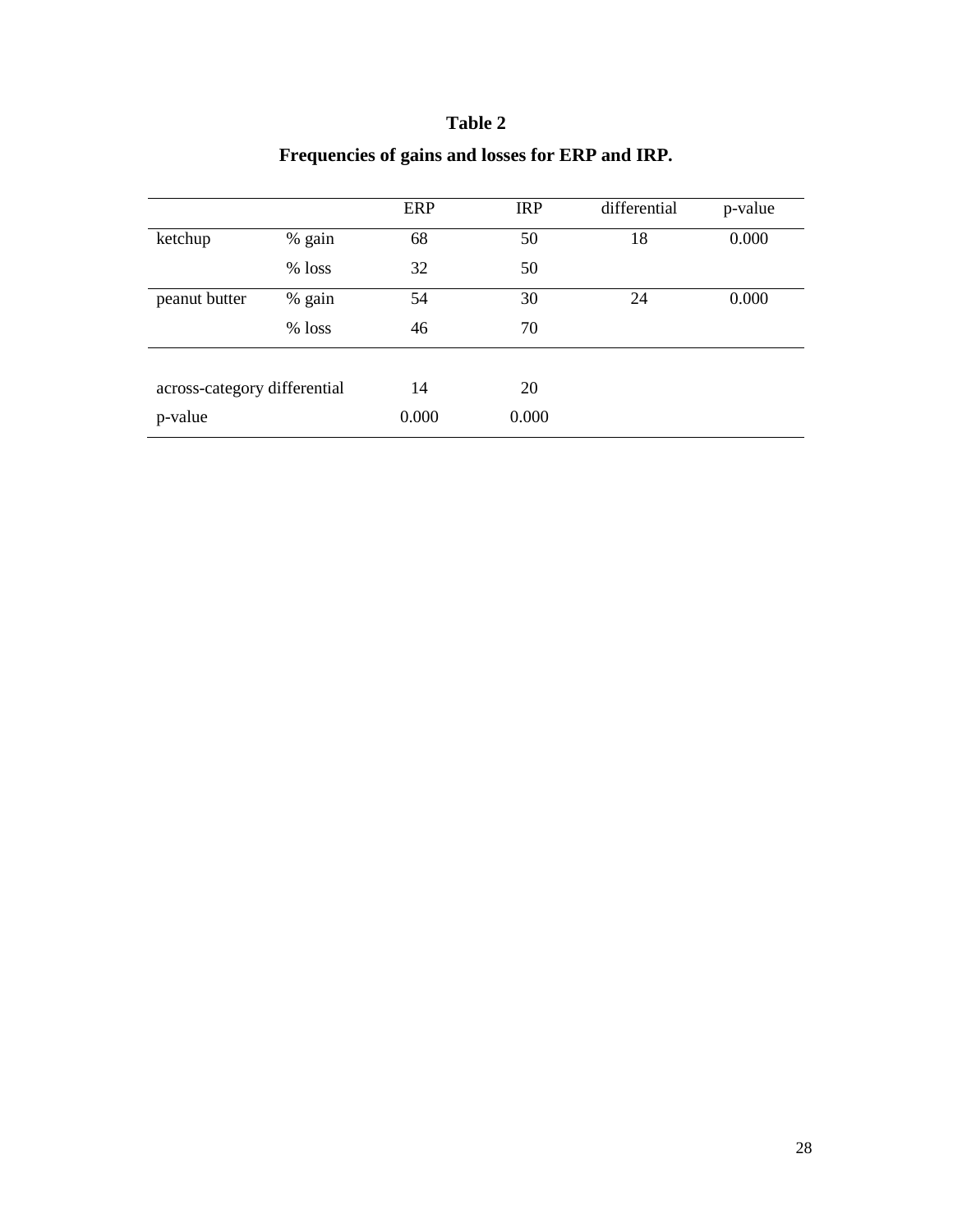**Table 2**

**Frequencies of gains and losses for ERP and IRP.**

| | | ERP | IRP | differential | p-value |
|---|---|---|---|---|---|
| ketchup | % gain | 68 | 50 | 18 | 0.000 |
| | % loss | 32 | 50 | | |
| peanut butter | % gain | 54 | 30 | 24 | 0.000 |
| | % loss | 46 | 70 | | |
| across-category differential | | 14 | 20 | | |
| p-value | | 0.000 | 0.000 | | |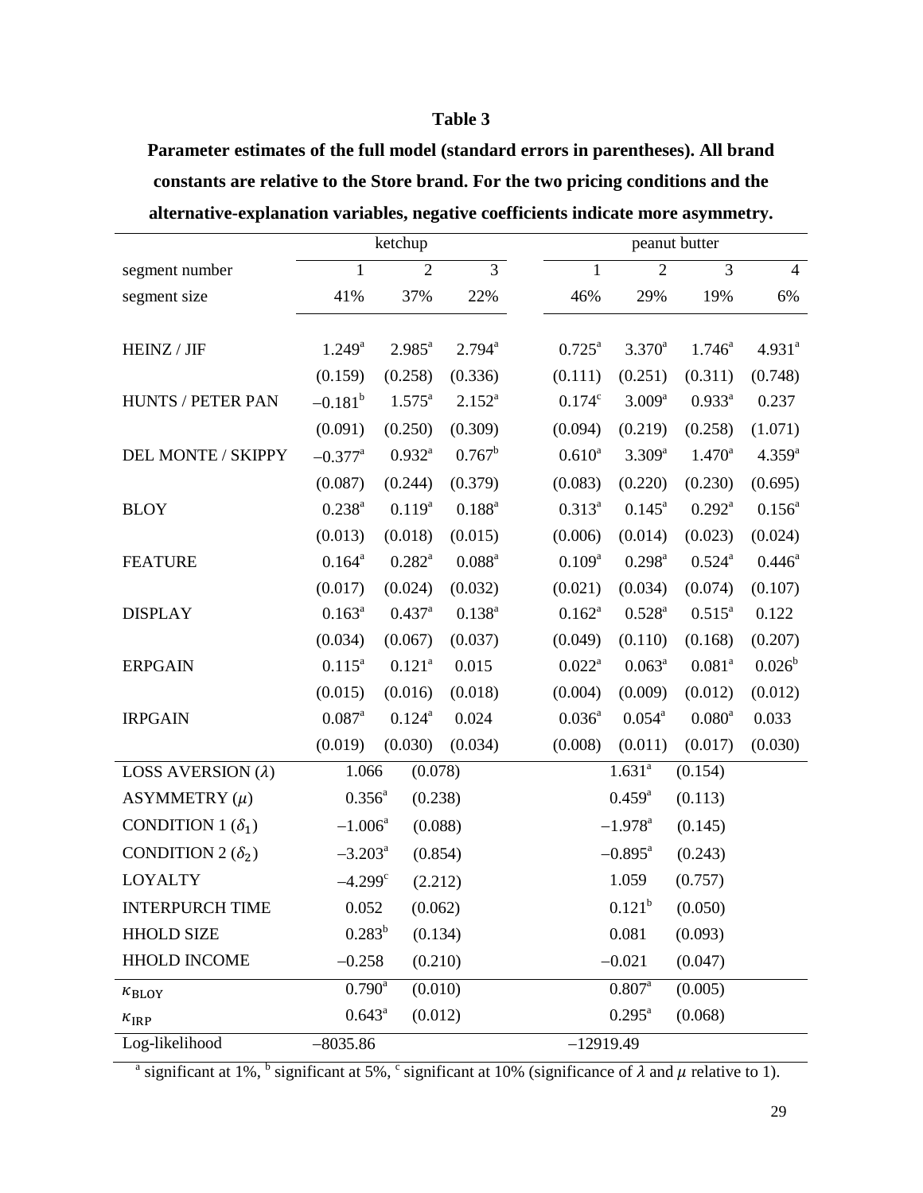**Table 3**

**Parameter estimates of the full model (standard errors in parentheses). All brand constants are relative to the Store brand. For the two pricing conditions and the alternative-explanation variables, negative coefficients indicate more asymmetry.**

| | ketchup | | | peanut butter | | | |
|---|---|---|---|---|---|---|---|
| segment number | 1 | 2 | 3 | 1 | 2 | 3 | 4 |
| segment size | 41% | 37% | 22% | 46% | 29% | 19% | 6% |
| HEINZ / JIF | 1.249[a] | 2.985[a] | 2.794[a] | 0.725[a] | 3.370[a] | 1.746[a] | 4.931[a] |
| | (0.159) | (0.258) | (0.336) | (0.111) | (0.251) | (0.311) | (0.748) |
| HUNTS / PETER PAN | −0.181[b] | 1.575[a] | 2.152[a] | 0.174[c] | 3.009[a] | 0.933[a] | 0.237 |
| | (0.091) | (0.250) | (0.309) | (0.094) | (0.219) | (0.258) | (1.071) |
| DEL MONTE / SKIPPY | −0.377[a] | 0.932[a] | 0.767[b] | 0.610[a] | 3.309[a] | 1.470[a] | 4.359[a] |
| | (0.087) | (0.244) | (0.379) | (0.083) | (0.220) | (0.230) | (0.695) |
| BLOY | 0.238[a] | 0.119[a] | 0.188[a] | 0.313[a] | 0.145[a] | 0.292[a] | 0.156[a] |
| | (0.013) | (0.018) | (0.015) | (0.006) | (0.014) | (0.023) | (0.024) |
| FEATURE | 0.164[a] | 0.282[a] | 0.088[a] | 0.109[a] | 0.298[a] | 0.524[a] | 0.446[a] |
| | (0.017) | (0.024) | (0.032) | (0.021) | (0.034) | (0.074) | (0.107) |
| DISPLAY | 0.163[a] | 0.437[a] | 0.138[a] | 0.162[a] | 0.528[a] | 0.515[a] | 0.122 |
| | (0.034) | (0.067) | (0.037) | (0.049) | (0.110) | (0.168) | (0.207) |
| ERPGAIN | 0.115[a] | 0.121[a] | 0.015 | 0.022[a] | 0.063[a] | 0.081[a] | 0.026[b] |
| | (0.015) | (0.016) | (0.018) | (0.004) | (0.009) | (0.012) | (0.012) |
| IRPGAIN | 0.087[a] | 0.124[a] | 0.024 | 0.036[a] | 0.054[a] | 0.080[a] | 0.033 |
| | (0.019) | (0.030) | (0.034) | (0.008) | (0.011) | (0.017) | (0.030) |
| LOSS AVERSION ($\lambda$) | 1.066 | (0.078) | | | 1.631[a] | (0.154) | |
| ASYMMETRY ($\mu$) | 0.356[a] | (0.238) | | | 0.459[a] | (0.113) | |
| CONDITION 1 ($\delta_1$) | −1.006[a] | (0.088) | | | −1.978[a] | (0.145) | |
| CONDITION 2 ($\delta_2$) | −3.203[a] | (0.854) | | | −0.895[a] | (0.243) | |
| LOYALTY | −4.299[c] | (2.212) | | | 1.059 | (0.757) | |
| INTERPURCH TIME | 0.052 | (0.062) | | | 0.121[b] | (0.050) | |
| HHOLD SIZE | 0.283[b] | (0.134) | | | 0.081 | (0.093) | |
| HHOLD INCOME | −0.258 | (0.210) | | | −0.021 | (0.047) | |
| $\kappa_{\text{BLOY}}$ | 0.790[a] | (0.010) | | | 0.807[a] | (0.005) | |
| $\kappa_{\text{IRP}}$ | 0.643[a] | (0.012) | | | 0.295[a] | (0.068) | |
| Log-likelihood | −8035.86 | | | −12919.49 | | | |

[a] significant at 1%, [b] significant at 5%, [c] significant at 10% (significance of $\lambda$ and $\mu$ relative to 1).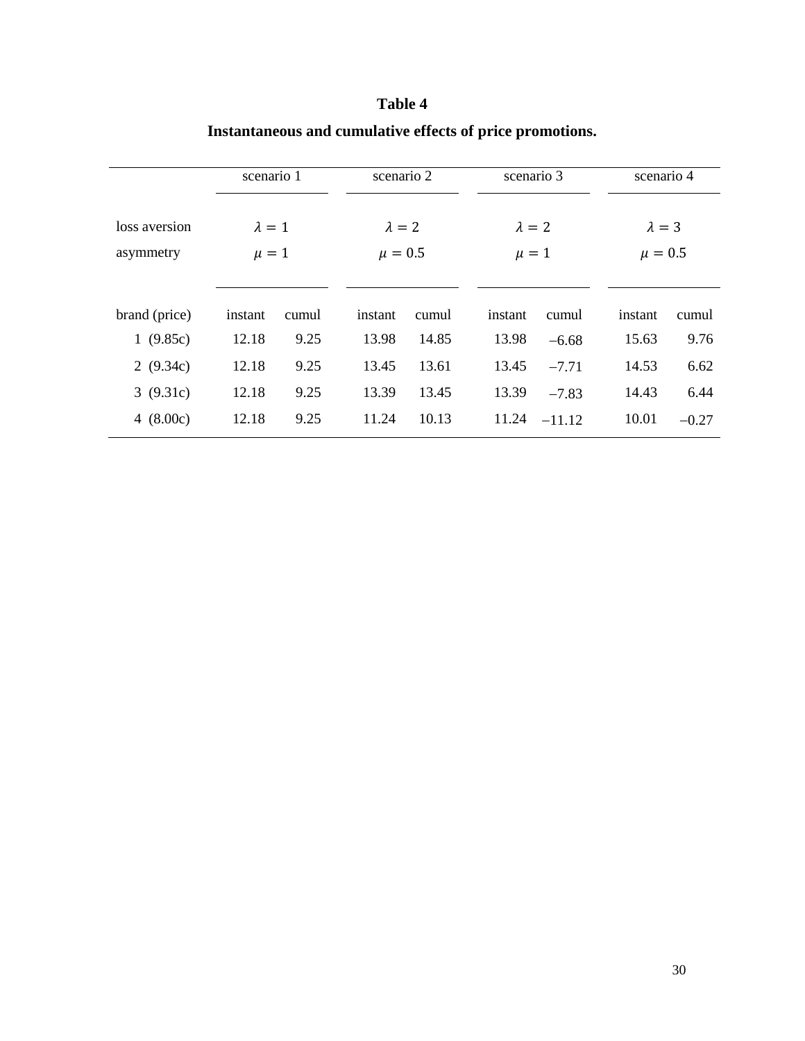**Table 4**

**Instantaneous and cumulative effects of price promotions.**

| | scenario 1 | | scenario 2 | | scenario 3 | | scenario 4 | |
|---|---|---|---|---|---|---|---|---|
| loss aversion | $\lambda = 1$ | | $\lambda = 2$ | | $\lambda = 2$ | | $\lambda = 3$ | |
| asymmetry | $\mu = 1$ | | $\mu = 0.5$ | | $\mu = 1$ | | $\mu = 0.5$ | |
| brand (price) | instant | cumul | instant | cumul | instant | cumul | instant | cumul |
| 1 (9.85c) | 12.18 | 9.25 | 13.98 | 14.85 | 13.98 | –6.68 | 15.63 | 9.76 |
| 2 (9.34c) | 12.18 | 9.25 | 13.45 | 13.61 | 13.45 | –7.71 | 14.53 | 6.62 |
| 3 (9.31c) | 12.18 | 9.25 | 13.39 | 13.45 | 13.39 | –7.83 | 14.43 | 6.44 |
| 4 (8.00c) | 12.18 | 9.25 | 11.24 | 10.13 | 11.24 | –11.12 | 10.01 | –0.27 |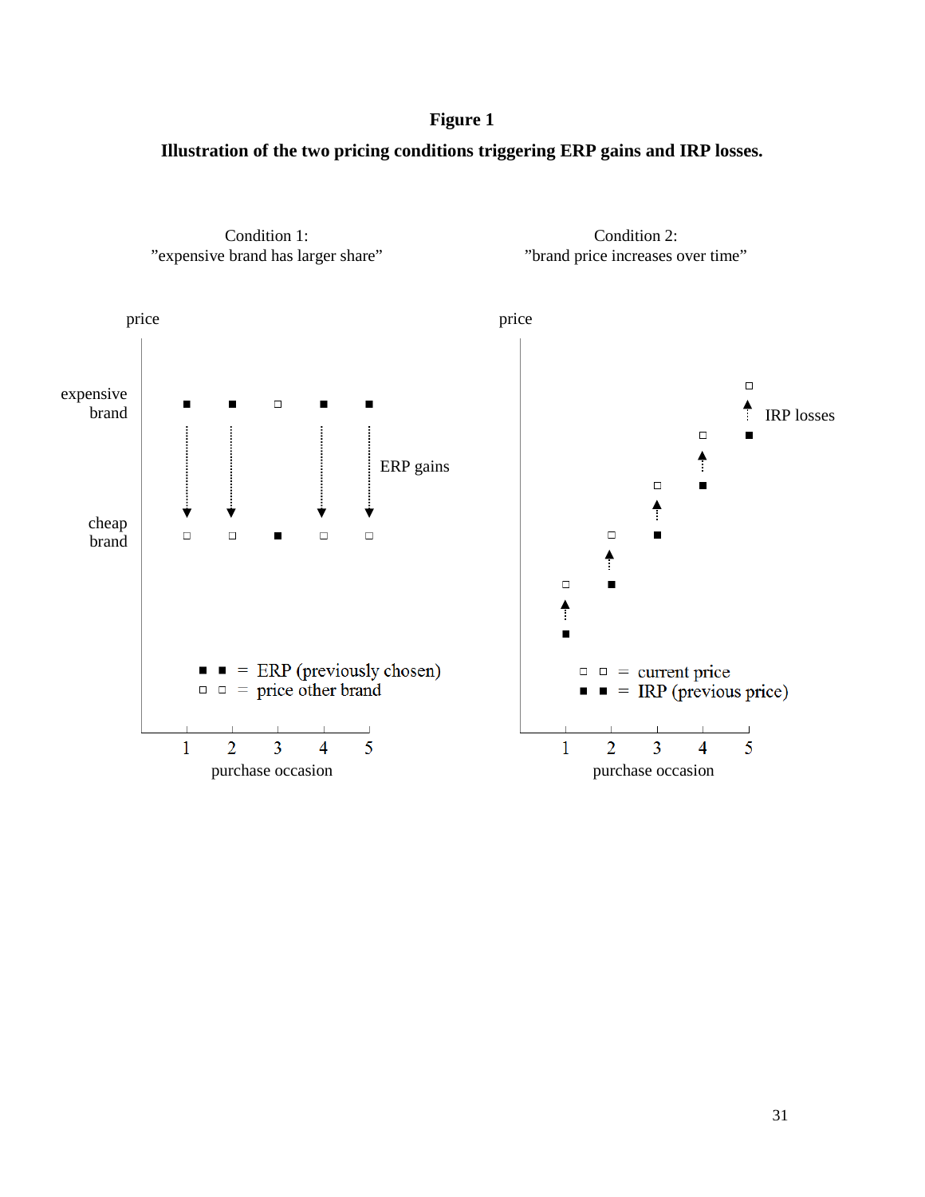**Figure 1**

**Illustration of the two pricing conditions triggering ERP gains and IRP losses.**

Condition 1:
”expensive brand has larger share”

price

expensive brand

cheap brand

ERP gains

■ ■ = ERP (previously chosen)
□ □ = price other brand

1 2 3 4 5
purchase occasion

Condition 2:
”brand price increases over time”

price

IRP losses

□ □ = current price
■ ■ = IRP (previous price)

1 2 3 4 5
purchase occasion